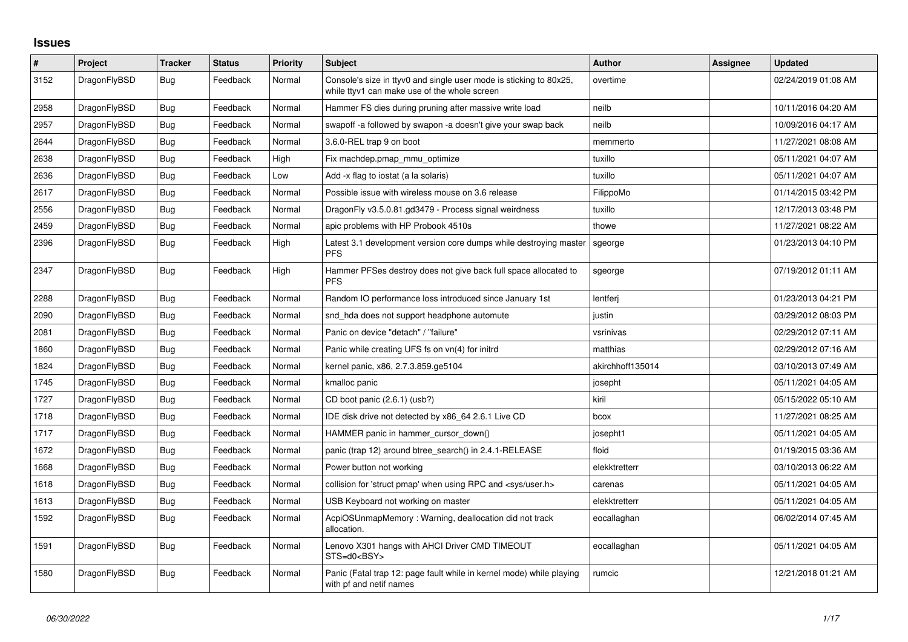# Issues

| # | Project | Tracker | Status | Priority | Subject | Author | Assignee | Updated |
|---|---|---|---|---|---|---|---|---|
| 3152 | DragonFlyBSD | Bug | Feedback | Normal | Console's size in ttyv0 and single user mode is sticking to 80x25, while ttyv1 can make use of the whole screen | overtime | | 02/24/2019 01:08 AM |
| 2958 | DragonFlyBSD | Bug | Feedback | Normal | Hammer FS dies during pruning after massive write load | neilb | | 10/11/2016 04:20 AM |
| 2957 | DragonFlyBSD | Bug | Feedback | Normal | swapoff -a followed by swapon -a doesn't give your swap back | neilb | | 10/09/2016 04:17 AM |
| 2644 | DragonFlyBSD | Bug | Feedback | Normal | 3.6.0-REL trap 9 on boot | memmerto | | 11/27/2021 08:08 AM |
| 2638 | DragonFlyBSD | Bug | Feedback | High | Fix machdep.pmap_mmu_optimize | tuxillo | | 05/11/2021 04:07 AM |
| 2636 | DragonFlyBSD | Bug | Feedback | Low | Add -x flag to iostat (a la solaris) | tuxillo | | 05/11/2021 04:07 AM |
| 2617 | DragonFlyBSD | Bug | Feedback | Normal | Possible issue with wireless mouse on 3.6 release | FilippoMo | | 01/14/2015 03:42 PM |
| 2556 | DragonFlyBSD | Bug | Feedback | Normal | DragonFly v3.5.0.81.gd3479 - Process signal weirdness | tuxillo | | 12/17/2013 03:48 PM |
| 2459 | DragonFlyBSD | Bug | Feedback | Normal | apic problems with HP Probook 4510s | thowe | | 11/27/2021 08:22 AM |
| 2396 | DragonFlyBSD | Bug | Feedback | High | Latest 3.1 development version core dumps while destroying master PFS | sgeorge | | 01/23/2013 04:10 PM |
| 2347 | DragonFlyBSD | Bug | Feedback | High | Hammer PFSes destroy does not give back full space allocated to PFS | sgeorge | | 07/19/2012 01:11 AM |
| 2288 | DragonFlyBSD | Bug | Feedback | Normal | Random IO performance loss introduced since January 1st | lentferj | | 01/23/2013 04:21 PM |
| 2090 | DragonFlyBSD | Bug | Feedback | Normal | snd_hda does not support headphone automute | justin | | 03/29/2012 08:03 PM |
| 2081 | DragonFlyBSD | Bug | Feedback | Normal | Panic on device "detach" / "failure" | vsrinivas | | 02/29/2012 07:11 AM |
| 1860 | DragonFlyBSD | Bug | Feedback | Normal | Panic while creating UFS fs on vn(4) for initrd | matthias | | 02/29/2012 07:16 AM |
| 1824 | DragonFlyBSD | Bug | Feedback | Normal | kernel panic, x86, 2.7.3.859.ge5104 | akirchhoff135014 | | 03/10/2013 07:49 AM |
| 1745 | DragonFlyBSD | Bug | Feedback | Normal | kmalloc panic | josepht | | 05/11/2021 04:05 AM |
| 1727 | DragonFlyBSD | Bug | Feedback | Normal | CD boot panic (2.6.1) (usb?) | kiril | | 05/15/2022 05:10 AM |
| 1718 | DragonFlyBSD | Bug | Feedback | Normal | IDE disk drive not detected by x86_64 2.6.1 Live CD | bcox | | 11/27/2021 08:25 AM |
| 1717 | DragonFlyBSD | Bug | Feedback | Normal | HAMMER panic in hammer_cursor_down() | josepht1 | | 05/11/2021 04:05 AM |
| 1672 | DragonFlyBSD | Bug | Feedback | Normal | panic (trap 12) around btree_search() in 2.4.1-RELEASE | floid | | 01/19/2015 03:36 AM |
| 1668 | DragonFlyBSD | Bug | Feedback | Normal | Power button not working | elekktretterr | | 03/10/2013 06:22 AM |
| 1618 | DragonFlyBSD | Bug | Feedback | Normal | collision for 'struct pmap' when using RPC and <sys/user.h> | carenas | | 05/11/2021 04:05 AM |
| 1613 | DragonFlyBSD | Bug | Feedback | Normal | USB Keyboard not working on master | elekktretterr | | 05/11/2021 04:05 AM |
| 1592 | DragonFlyBSD | Bug | Feedback | Normal | AcpiOSUnmapMemory : Warning, deallocation did not track allocation. | eocallaghan | | 06/02/2014 07:45 AM |
| 1591 | DragonFlyBSD | Bug | Feedback | Normal | Lenovo X301 hangs with AHCI Driver CMD TIMEOUT STS=d0<BSY> | eocallaghan | | 05/11/2021 04:05 AM |
| 1580 | DragonFlyBSD | Bug | Feedback | Normal | Panic (Fatal trap 12: page fault while in kernel mode) while playing with pf and netif names | rumcic | | 12/21/2018 01:21 AM |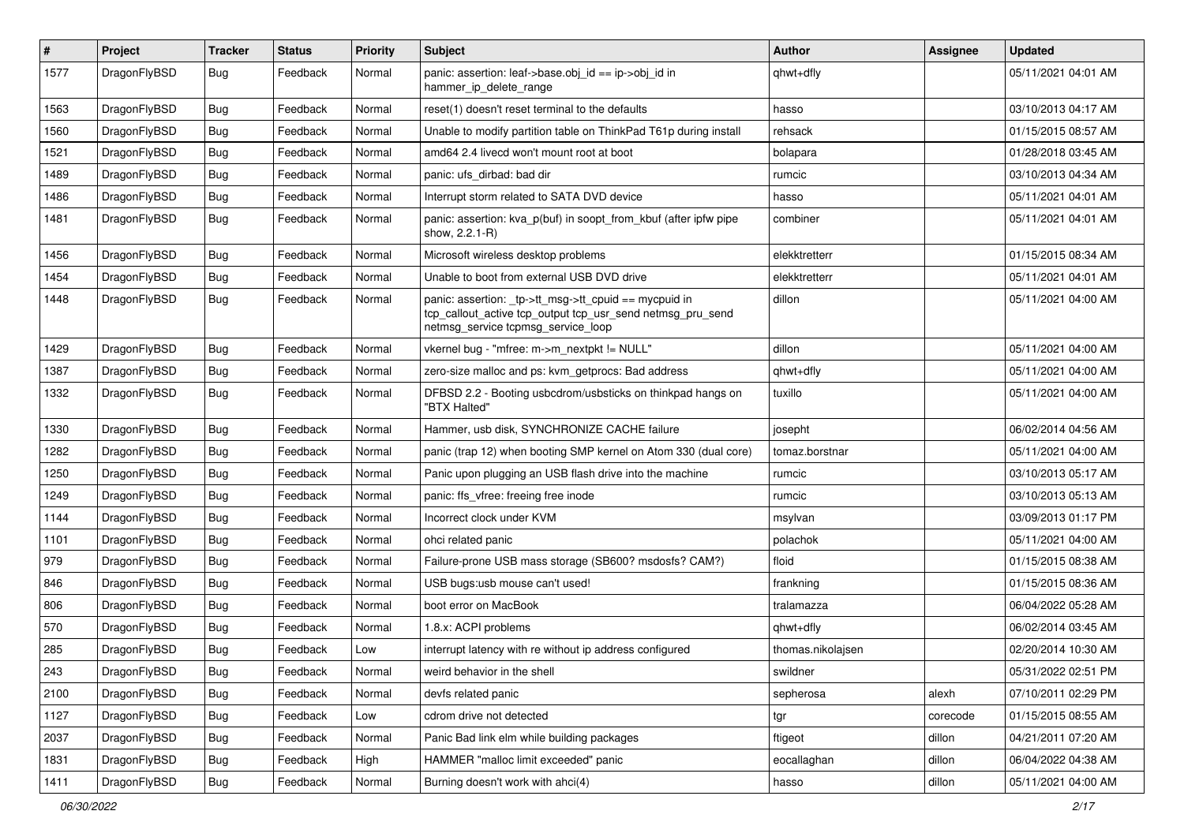| # | Project | Tracker | Status | Priority | Subject | Author | Assignee | Updated |
|---|---|---|---|---|---|---|---|---|
| 1577 | DragonFlyBSD | Bug | Feedback | Normal | panic: assertion: leaf->base.obj_id == ip->obj_id in hammer_ip_delete_range | qhwt+dfly | | 05/11/2021 04:01 AM |
| 1563 | DragonFlyBSD | Bug | Feedback | Normal | reset(1) doesn't reset terminal to the defaults | hasso | | 03/10/2013 04:17 AM |
| 1560 | DragonFlyBSD | Bug | Feedback | Normal | Unable to modify partition table on ThinkPad T61p during install | rehsack | | 01/15/2015 08:57 AM |
| 1521 | DragonFlyBSD | Bug | Feedback | Normal | amd64 2.4 livecd won't mount root at boot | bolapara | | 01/28/2018 03:45 AM |
| 1489 | DragonFlyBSD | Bug | Feedback | Normal | panic: ufs_dirbad: bad dir | rumcic | | 03/10/2013 04:34 AM |
| 1486 | DragonFlyBSD | Bug | Feedback | Normal | Interrupt storm related to SATA DVD device | hasso | | 05/11/2021 04:01 AM |
| 1481 | DragonFlyBSD | Bug | Feedback | Normal | panic: assertion: kva_p(buf) in soopt_from_kbuf (after ipfw pipe show, 2.2.1-R) | combiner | | 05/11/2021 04:01 AM |
| 1456 | DragonFlyBSD | Bug | Feedback | Normal | Microsoft wireless desktop problems | elekktretterr | | 01/15/2015 08:34 AM |
| 1454 | DragonFlyBSD | Bug | Feedback | Normal | Unable to boot from external USB DVD drive | elekktretterr | | 05/11/2021 04:01 AM |
| 1448 | DragonFlyBSD | Bug | Feedback | Normal | panic: assertion: _tp->tt_msg->tt_cpuid == mycpuid in tcp_callout_active tcp_output tcp_usr_send netmsg_pru_send netmsg_service tcpmsg_service_loop | dillon | | 05/11/2021 04:00 AM |
| 1429 | DragonFlyBSD | Bug | Feedback | Normal | vkernel bug - "mfree: m->m_nextpkt != NULL" | dillon | | 05/11/2021 04:00 AM |
| 1387 | DragonFlyBSD | Bug | Feedback | Normal | zero-size malloc and ps: kvm_getprocs: Bad address | qhwt+dfly | | 05/11/2021 04:00 AM |
| 1332 | DragonFlyBSD | Bug | Feedback | Normal | DFBSD 2.2 - Booting usbcdrom/usbsticks on thinkpad hangs on "BTX Halted" | tuxillo | | 05/11/2021 04:00 AM |
| 1330 | DragonFlyBSD | Bug | Feedback | Normal | Hammer, usb disk, SYNCHRONIZE CACHE failure | josepht | | 06/02/2014 04:56 AM |
| 1282 | DragonFlyBSD | Bug | Feedback | Normal | panic (trap 12) when booting SMP kernel on Atom 330 (dual core) | tomaz.borstnar | | 05/11/2021 04:00 AM |
| 1250 | DragonFlyBSD | Bug | Feedback | Normal | Panic upon plugging an USB flash drive into the machine | rumcic | | 03/10/2013 05:17 AM |
| 1249 | DragonFlyBSD | Bug | Feedback | Normal | panic: ffs_vfree: freeing free inode | rumcic | | 03/10/2013 05:13 AM |
| 1144 | DragonFlyBSD | Bug | Feedback | Normal | Incorrect clock under KVM | msylvan | | 03/09/2013 01:17 PM |
| 1101 | DragonFlyBSD | Bug | Feedback | Normal | ohci related panic | polachok | | 05/11/2021 04:00 AM |
| 979 | DragonFlyBSD | Bug | Feedback | Normal | Failure-prone USB mass storage (SB600? msdosfs? CAM?) | floid | | 01/15/2015 08:38 AM |
| 846 | DragonFlyBSD | Bug | Feedback | Normal | USB bugs:usb mouse can't used! | frankning | | 01/15/2015 08:36 AM |
| 806 | DragonFlyBSD | Bug | Feedback | Normal | boot error on MacBook | tralamazza | | 06/04/2022 05:28 AM |
| 570 | DragonFlyBSD | Bug | Feedback | Normal | 1.8.x: ACPI problems | qhwt+dfly | | 06/02/2014 03:45 AM |
| 285 | DragonFlyBSD | Bug | Feedback | Low | interrupt latency with re without ip address configured | thomas.nikolajsen | | 02/20/2014 10:30 AM |
| 243 | DragonFlyBSD | Bug | Feedback | Normal | weird behavior in the shell | swildner | | 05/31/2022 02:51 PM |
| 2100 | DragonFlyBSD | Bug | Feedback | Normal | devfs related panic | sepherosa | alexh | 07/10/2011 02:29 PM |
| 1127 | DragonFlyBSD | Bug | Feedback | Low | cdrom drive not detected | tgr | corecode | 01/15/2015 08:55 AM |
| 2037 | DragonFlyBSD | Bug | Feedback | Normal | Panic Bad link elm while building packages | ftigeot | dillon | 04/21/2011 07:20 AM |
| 1831 | DragonFlyBSD | Bug | Feedback | High | HAMMER "malloc limit exceeded" panic | eocallaghan | dillon | 06/04/2022 04:38 AM |
| 1411 | DragonFlyBSD | Bug | Feedback | Normal | Burning doesn't work with ahci(4) | hasso | dillon | 05/11/2021 04:00 AM |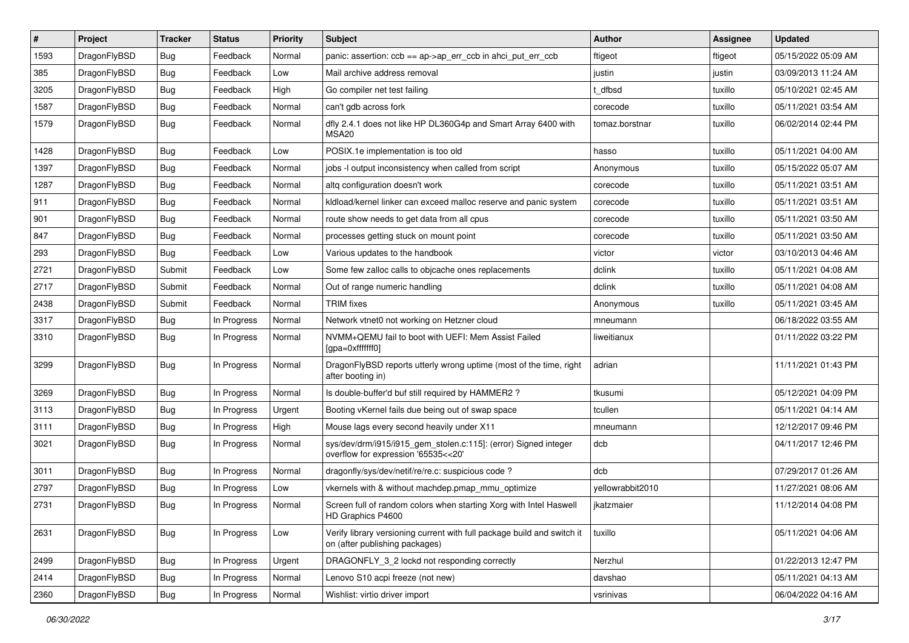| # | Project | Tracker | Status | Priority | Subject | Author | Assignee | Updated |
|---|---|---|---|---|---|---|---|---|
| 1593 | DragonFlyBSD | Bug | Feedback | Normal | panic: assertion: ccb == ap->ap_err_ccb in ahci_put_err_ccb | ftigeot | ftigeot | 05/15/2022 05:09 AM |
| 385 | DragonFlyBSD | Bug | Feedback | Low | Mail archive address removal | justin | justin | 03/09/2013 11:24 AM |
| 3205 | DragonFlyBSD | Bug | Feedback | High | Go compiler net test failing | t_dfbsd | tuxillo | 05/10/2021 02:45 AM |
| 1587 | DragonFlyBSD | Bug | Feedback | Normal | can't gdb across fork | corecode | tuxillo | 05/11/2021 03:54 AM |
| 1579 | DragonFlyBSD | Bug | Feedback | Normal | dfly 2.4.1 does not like HP DL360G4p and Smart Array 6400 with MSA20 | tomaz.borstnar | tuxillo | 06/02/2014 02:44 PM |
| 1428 | DragonFlyBSD | Bug | Feedback | Low | POSIX.1e implementation is too old | hasso | tuxillo | 05/11/2021 04:00 AM |
| 1397 | DragonFlyBSD | Bug | Feedback | Normal | jobs -l output inconsistency when called from script | Anonymous | tuxillo | 05/15/2022 05:07 AM |
| 1287 | DragonFlyBSD | Bug | Feedback | Normal | altq configuration doesn't work | corecode | tuxillo | 05/11/2021 03:51 AM |
| 911 | DragonFlyBSD | Bug | Feedback | Normal | kldload/kernel linker can exceed malloc reserve and panic system | corecode | tuxillo | 05/11/2021 03:51 AM |
| 901 | DragonFlyBSD | Bug | Feedback | Normal | route show needs to get data from all cpus | corecode | tuxillo | 05/11/2021 03:50 AM |
| 847 | DragonFlyBSD | Bug | Feedback | Normal | processes getting stuck on mount point | corecode | tuxillo | 05/11/2021 03:50 AM |
| 293 | DragonFlyBSD | Bug | Feedback | Low | Various updates to the handbook | victor | victor | 03/10/2013 04:46 AM |
| 2721 | DragonFlyBSD | Submit | Feedback | Low | Some few zalloc calls to objcache ones replacements | dclink | tuxillo | 05/11/2021 04:08 AM |
| 2717 | DragonFlyBSD | Submit | Feedback | Normal | Out of range numeric handling | dclink | tuxillo | 05/11/2021 04:08 AM |
| 2438 | DragonFlyBSD | Submit | Feedback | Normal | TRIM fixes | Anonymous | tuxillo | 05/11/2021 03:45 AM |
| 3317 | DragonFlyBSD | Bug | In Progress | Normal | Network vtnet0 not working on Hetzner cloud | mneumann | | 06/18/2022 03:55 AM |
| 3310 | DragonFlyBSD | Bug | In Progress | Normal | NVMM+QEMU fail to boot with UEFI: Mem Assist Failed [gpa=0xfffffff0] | liweitianux | | 01/11/2022 03:22 PM |
| 3299 | DragonFlyBSD | Bug | In Progress | Normal | DragonFlyBSD reports utterly wrong uptime (most of the time, right after booting in) | adrian | | 11/11/2021 01:43 PM |
| 3269 | DragonFlyBSD | Bug | In Progress | Normal | Is double-buffer'd buf still required by HAMMER2 ? | tkusumi | | 05/12/2021 04:09 PM |
| 3113 | DragonFlyBSD | Bug | In Progress | Urgent | Booting vKernel fails due being out of swap space | tcullen | | 05/11/2021 04:14 AM |
| 3111 | DragonFlyBSD | Bug | In Progress | High | Mouse lags every second heavily under X11 | mneumann | | 12/12/2017 09:46 PM |
| 3021 | DragonFlyBSD | Bug | In Progress | Normal | sys/dev/drm/i915/i915_gem_stolen.c:115]: (error) Signed integer overflow for expression '65535<<20' | dcb | | 04/11/2017 12:46 PM |
| 3011 | DragonFlyBSD | Bug | In Progress | Normal | dragonfly/sys/dev/netif/re/re.c: suspicious code ? | dcb | | 07/29/2017 01:26 AM |
| 2797 | DragonFlyBSD | Bug | In Progress | Low | vkernels with & without machdep.pmap_mmu_optimize | yellowrabbit2010 | | 11/27/2021 08:06 AM |
| 2731 | DragonFlyBSD | Bug | In Progress | Normal | Screen full of random colors when starting Xorg with Intel Haswell HD Graphics P4600 | jkatzmaier | | 11/12/2014 04:08 PM |
| 2631 | DragonFlyBSD | Bug | In Progress | Low | Verify library versioning current with full package build and switch it on (after publishing packages) | tuxillo | | 05/11/2021 04:06 AM |
| 2499 | DragonFlyBSD | Bug | In Progress | Urgent | DRAGONFLY_3_2 lockd not responding correctly | Nerzhul | | 01/22/2013 12:47 PM |
| 2414 | DragonFlyBSD | Bug | In Progress | Normal | Lenovo S10 acpi freeze (not new) | davshao | | 05/11/2021 04:13 AM |
| 2360 | DragonFlyBSD | Bug | In Progress | Normal | Wishlist: virtio driver import | vsrinivas | | 06/04/2022 04:16 AM |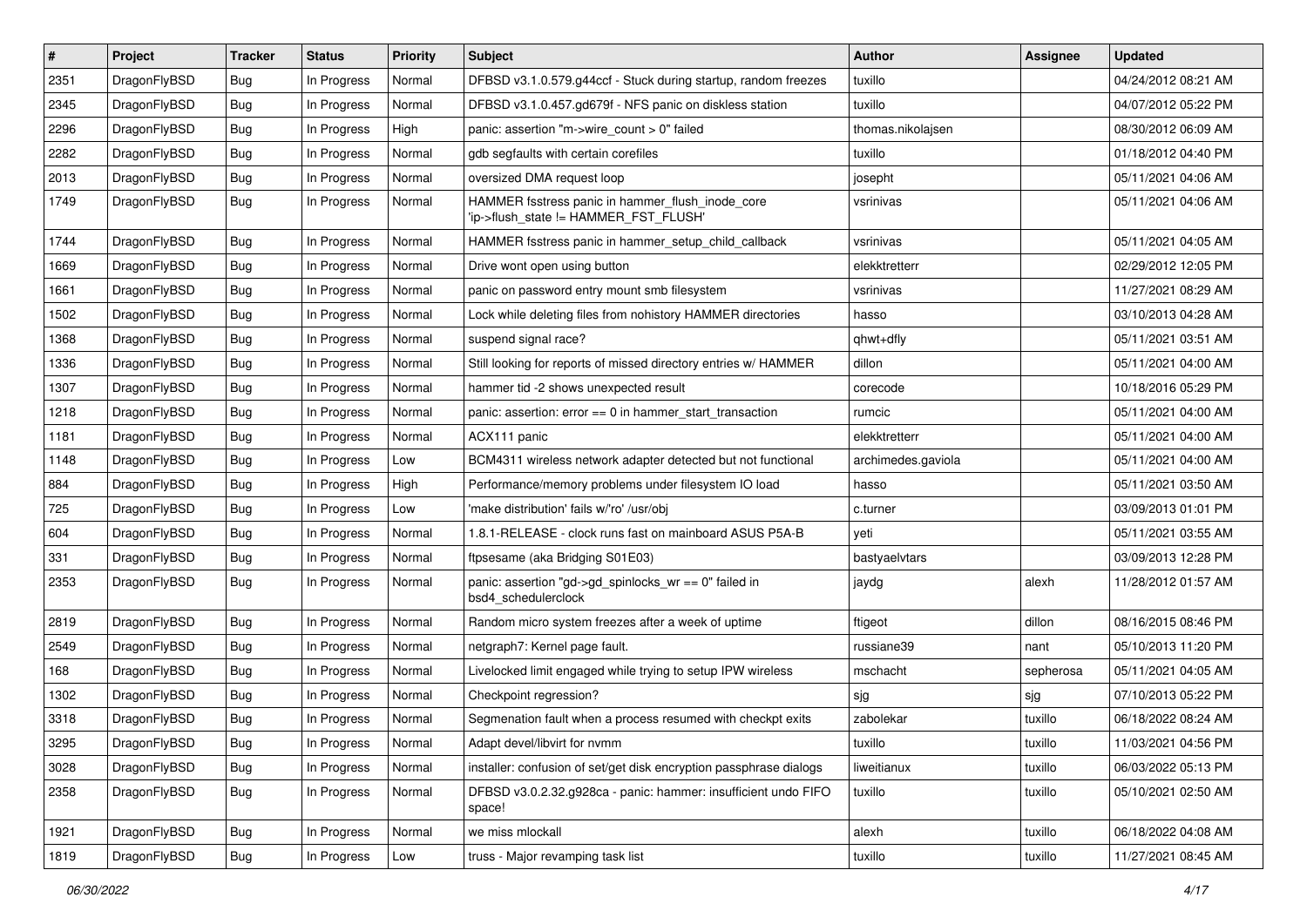| # | Project | Tracker | Status | Priority | Subject | Author | Assignee | Updated |
|---|---|---|---|---|---|---|---|---|
| 2351 | DragonFlyBSD | Bug | In Progress | Normal | DFBSD v3.1.0.579.g44ccf - Stuck during startup, random freezes | tuxillo | | 04/24/2012 08:21 AM |
| 2345 | DragonFlyBSD | Bug | In Progress | Normal | DFBSD v3.1.0.457.gd679f - NFS panic on diskless station | tuxillo | | 04/07/2012 05:22 PM |
| 2296 | DragonFlyBSD | Bug | In Progress | High | panic: assertion "m->wire_count > 0" failed | thomas.nikolajsen | | 08/30/2012 06:09 AM |
| 2282 | DragonFlyBSD | Bug | In Progress | Normal | gdb segfaults with certain corefiles | tuxillo | | 01/18/2012 04:40 PM |
| 2013 | DragonFlyBSD | Bug | In Progress | Normal | oversized DMA request loop | josepht | | 05/11/2021 04:06 AM |
| 1749 | DragonFlyBSD | Bug | In Progress | Normal | HAMMER fsstress panic in hammer_flush_inode_core 'ip->flush_state != HAMMER_FST_FLUSH' | vsrinivas | | 05/11/2021 04:06 AM |
| 1744 | DragonFlyBSD | Bug | In Progress | Normal | HAMMER fsstress panic in hammer_setup_child_callback | vsrinivas | | 05/11/2021 04:05 AM |
| 1669 | DragonFlyBSD | Bug | In Progress | Normal | Drive wont open using button | elekktretterr | | 02/29/2012 12:05 PM |
| 1661 | DragonFlyBSD | Bug | In Progress | Normal | panic on password entry mount smb filesystem | vsrinivas | | 11/27/2021 08:29 AM |
| 1502 | DragonFlyBSD | Bug | In Progress | Normal | Lock while deleting files from nohistory HAMMER directories | hasso | | 03/10/2013 04:28 AM |
| 1368 | DragonFlyBSD | Bug | In Progress | Normal | suspend signal race? | qhwt+dfly | | 05/11/2021 03:51 AM |
| 1336 | DragonFlyBSD | Bug | In Progress | Normal | Still looking for reports of missed directory entries w/ HAMMER | dillon | | 05/11/2021 04:00 AM |
| 1307 | DragonFlyBSD | Bug | In Progress | Normal | hammer tid -2 shows unexpected result | corecode | | 10/18/2016 05:29 PM |
| 1218 | DragonFlyBSD | Bug | In Progress | Normal | panic: assertion: error == 0 in hammer_start_transaction | rumcic | | 05/11/2021 04:00 AM |
| 1181 | DragonFlyBSD | Bug | In Progress | Normal | ACX111 panic | elekktretterr | | 05/11/2021 04:00 AM |
| 1148 | DragonFlyBSD | Bug | In Progress | Low | BCM4311 wireless network adapter detected but not functional | archimedes.gaviola | | 05/11/2021 04:00 AM |
| 884 | DragonFlyBSD | Bug | In Progress | High | Performance/memory problems under filesystem IO load | hasso | | 05/11/2021 03:50 AM |
| 725 | DragonFlyBSD | Bug | In Progress | Low | 'make distribution' fails w/'ro' /usr/obj | c.turner | | 03/09/2013 01:01 PM |
| 604 | DragonFlyBSD | Bug | In Progress | Normal | 1.8.1-RELEASE - clock runs fast on mainboard ASUS P5A-B | yeti | | 05/11/2021 03:55 AM |
| 331 | DragonFlyBSD | Bug | In Progress | Normal | ftpsesame (aka Bridging S01E03) | bastyaelvtars | | 03/09/2013 12:28 PM |
| 2353 | DragonFlyBSD | Bug | In Progress | Normal | panic: assertion "gd->gd_spinlocks_wr == 0" failed in bsd4_schedulerclock | jaydg | alexh | 11/28/2012 01:57 AM |
| 2819 | DragonFlyBSD | Bug | In Progress | Normal | Random micro system freezes after a week of uptime | ftigeot | dillon | 08/16/2015 08:46 PM |
| 2549 | DragonFlyBSD | Bug | In Progress | Normal | netgraph7: Kernel page fault. | russiane39 | nant | 05/10/2013 11:20 PM |
| 168 | DragonFlyBSD | Bug | In Progress | Normal | Livelocked limit engaged while trying to setup IPW wireless | mschacht | sepherosa | 05/11/2021 04:05 AM |
| 1302 | DragonFlyBSD | Bug | In Progress | Normal | Checkpoint regression? | sjg | sjg | 07/10/2013 05:22 PM |
| 3318 | DragonFlyBSD | Bug | In Progress | Normal | Segmenation fault when a process resumed with checkpt exits | zabolekar | tuxillo | 06/18/2022 08:24 AM |
| 3295 | DragonFlyBSD | Bug | In Progress | Normal | Adapt devel/libvirt for nvmm | tuxillo | tuxillo | 11/03/2021 04:56 PM |
| 3028 | DragonFlyBSD | Bug | In Progress | Normal | installer: confusion of set/get disk encryption passphrase dialogs | liweitianux | tuxillo | 06/03/2022 05:13 PM |
| 2358 | DragonFlyBSD | Bug | In Progress | Normal | DFBSD v3.0.2.32.g928ca - panic: hammer: insufficient undo FIFO space! | tuxillo | tuxillo | 05/10/2021 02:50 AM |
| 1921 | DragonFlyBSD | Bug | In Progress | Normal | we miss mlockall | alexh | tuxillo | 06/18/2022 04:08 AM |
| 1819 | DragonFlyBSD | Bug | In Progress | Low | truss - Major revamping task list | tuxillo | tuxillo | 11/27/2021 08:45 AM |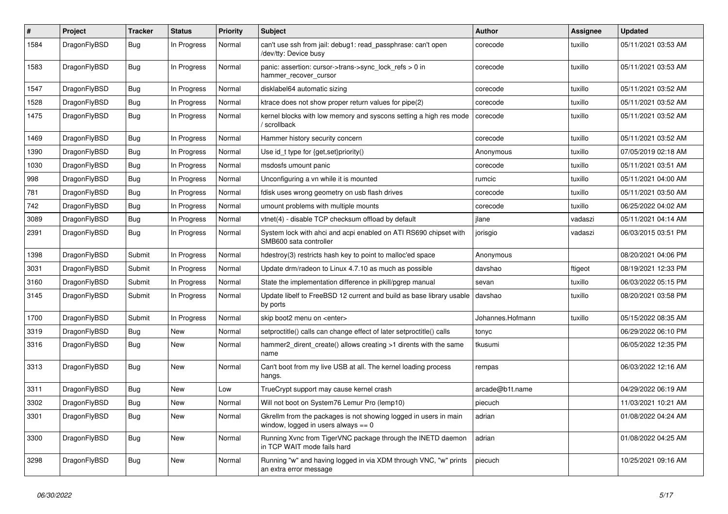| # | Project | Tracker | Status | Priority | Subject | Author | Assignee | Updated |
|---|---|---|---|---|---|---|---|---|
| 1584 | DragonFlyBSD | Bug | In Progress | Normal | can't use ssh from jail: debug1: read_passphrase: can't open /dev/tty: Device busy | corecode | tuxillo | 05/11/2021 03:53 AM |
| 1583 | DragonFlyBSD | Bug | In Progress | Normal | panic: assertion: cursor->trans->sync_lock_refs > 0 in hammer_recover_cursor | corecode | tuxillo | 05/11/2021 03:53 AM |
| 1547 | DragonFlyBSD | Bug | In Progress | Normal | disklabel64 automatic sizing | corecode | tuxillo | 05/11/2021 03:52 AM |
| 1528 | DragonFlyBSD | Bug | In Progress | Normal | ktrace does not show proper return values for pipe(2) | corecode | tuxillo | 05/11/2021 03:52 AM |
| 1475 | DragonFlyBSD | Bug | In Progress | Normal | kernel blocks with low memory and syscons setting a high res mode / scrollback | corecode | tuxillo | 05/11/2021 03:52 AM |
| 1469 | DragonFlyBSD | Bug | In Progress | Normal | Hammer history security concern | corecode | tuxillo | 05/11/2021 03:52 AM |
| 1390 | DragonFlyBSD | Bug | In Progress | Normal | Use id_t type for {get,set}priority() | Anonymous | tuxillo | 07/05/2019 02:18 AM |
| 1030 | DragonFlyBSD | Bug | In Progress | Normal | msdosfs umount panic | corecode | tuxillo | 05/11/2021 03:51 AM |
| 998 | DragonFlyBSD | Bug | In Progress | Normal | Unconfiguring a vn while it is mounted | rumcic | tuxillo | 05/11/2021 04:00 AM |
| 781 | DragonFlyBSD | Bug | In Progress | Normal | fdisk uses wrong geometry on usb flash drives | corecode | tuxillo | 05/11/2021 03:50 AM |
| 742 | DragonFlyBSD | Bug | In Progress | Normal | umount problems with multiple mounts | corecode | tuxillo | 06/25/2022 04:02 AM |
| 3089 | DragonFlyBSD | Bug | In Progress | Normal | vtnet(4) - disable TCP checksum offload by default | jlane | vadaszi | 05/11/2021 04:14 AM |
| 2391 | DragonFlyBSD | Bug | In Progress | Normal | System lock with ahci and acpi enabled on ATI RS690 chipset with SMB600 sata controller | jorisgio | vadaszi | 06/03/2015 03:51 PM |
| 1398 | DragonFlyBSD | Submit | In Progress | Normal | hdestroy(3) restricts hash key to point to malloc'ed space | Anonymous | | 08/20/2021 04:06 PM |
| 3031 | DragonFlyBSD | Submit | In Progress | Normal | Update drm/radeon to Linux 4.7.10 as much as possible | davshao | ftigeot | 08/19/2021 12:33 PM |
| 3160 | DragonFlyBSD | Submit | In Progress | Normal | State the implementation difference in pkill/pgrep manual | sevan | tuxillo | 06/03/2022 05:15 PM |
| 3145 | DragonFlyBSD | Submit | In Progress | Normal | Update libelf to FreeBSD 12 current and build as base library usable by ports | davshao | tuxillo | 08/20/2021 03:58 PM |
| 1700 | DragonFlyBSD | Submit | In Progress | Normal | skip boot2 menu on <enter> | Johannes.Hofmann | tuxillo | 05/15/2022 08:35 AM |
| 3319 | DragonFlyBSD | Bug | New | Normal | setproctitle() calls can change effect of later setproctitle() calls | tonyc | | 06/29/2022 06:10 PM |
| 3316 | DragonFlyBSD | Bug | New | Normal | hammer2_dirent_create() allows creating >1 dirents with the same name | tkusumi | | 06/05/2022 12:35 PM |
| 3313 | DragonFlyBSD | Bug | New | Normal | Can't boot from my live USB at all. The kernel loading process hangs. | rempas | | 06/03/2022 12:16 AM |
| 3311 | DragonFlyBSD | Bug | New | Low | TrueCrypt support may cause kernel crash | arcade@b1t.name | | 04/29/2022 06:19 AM |
| 3302 | DragonFlyBSD | Bug | New | Normal | Will not boot on System76 Lemur Pro (lemp10) | piecuch | | 11/03/2021 10:21 AM |
| 3301 | DragonFlyBSD | Bug | New | Normal | Gkrellm from the packages is not showing logged in users in main window, logged in users always == 0 | adrian | | 01/08/2022 04:24 AM |
| 3300 | DragonFlyBSD | Bug | New | Normal | Running Xvnc from TigerVNC package through the INETD daemon in TCP WAIT mode fails hard | adrian | | 01/08/2022 04:25 AM |
| 3298 | DragonFlyBSD | Bug | New | Normal | Running "w" and having logged in via XDM through VNC, "w" prints an extra error message | piecuch | | 10/25/2021 09:16 AM |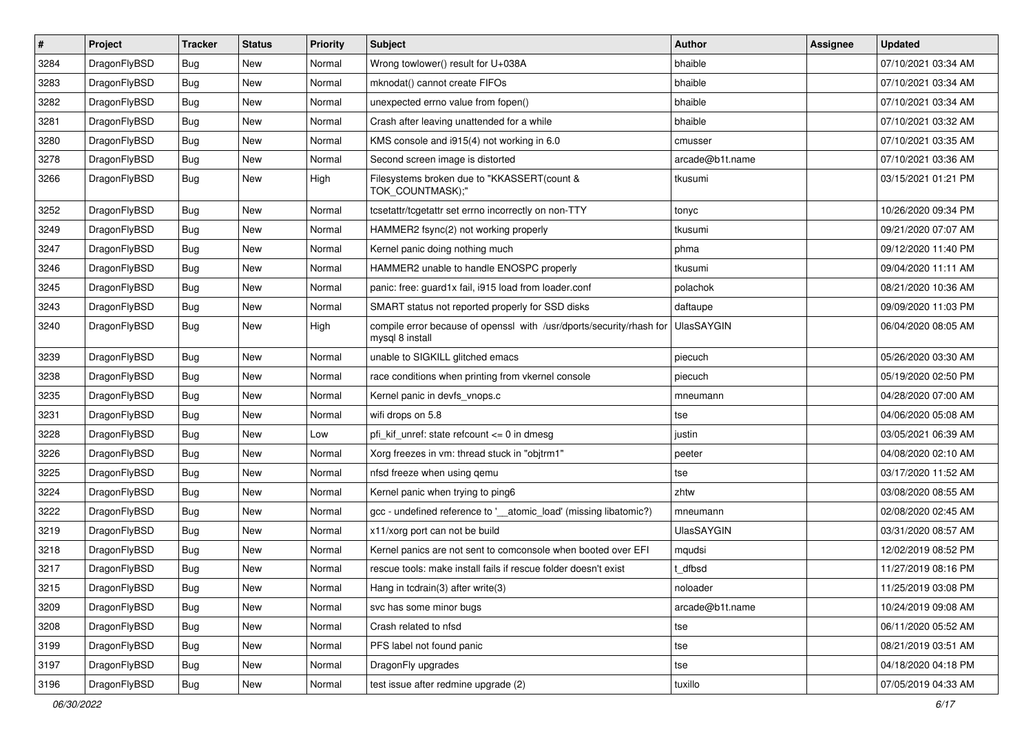| # | Project | Tracker | Status | Priority | Subject | Author | Assignee | Updated |
|---|---|---|---|---|---|---|---|---|
| 3284 | DragonFlyBSD | Bug | New | Normal | Wrong towlower() result for U+038A | bhaible | | 07/10/2021 03:34 AM |
| 3283 | DragonFlyBSD | Bug | New | Normal | mknodat() cannot create FIFOs | bhaible | | 07/10/2021 03:34 AM |
| 3282 | DragonFlyBSD | Bug | New | Normal | unexpected errno value from fopen() | bhaible | | 07/10/2021 03:34 AM |
| 3281 | DragonFlyBSD | Bug | New | Normal | Crash after leaving unattended for a while | bhaible | | 07/10/2021 03:32 AM |
| 3280 | DragonFlyBSD | Bug | New | Normal | KMS console and i915(4) not working in 6.0 | cmusser | | 07/10/2021 03:35 AM |
| 3278 | DragonFlyBSD | Bug | New | Normal | Second screen image is distorted | arcade@b1t.name | | 07/10/2021 03:36 AM |
| 3266 | DragonFlyBSD | Bug | New | High | Filesystems broken due to "KKASSERT(count & TOK_COUNTMASK);" | tkusumi | | 03/15/2021 01:21 PM |
| 3252 | DragonFlyBSD | Bug | New | Normal | tcsetattr/tcgetattr set errno incorrectly on non-TTY | tonyc | | 10/26/2020 09:34 PM |
| 3249 | DragonFlyBSD | Bug | New | Normal | HAMMER2 fsync(2) not working properly | tkusumi | | 09/21/2020 07:07 AM |
| 3247 | DragonFlyBSD | Bug | New | Normal | Kernel panic doing nothing much | phma | | 09/12/2020 11:40 PM |
| 3246 | DragonFlyBSD | Bug | New | Normal | HAMMER2 unable to handle ENOSPC properly | tkusumi | | 09/04/2020 11:11 AM |
| 3245 | DragonFlyBSD | Bug | New | Normal | panic: free: guard1x fail, i915 load from loader.conf | polachok | | 08/21/2020 10:36 AM |
| 3243 | DragonFlyBSD | Bug | New | Normal | SMART status not reported properly for SSD disks | daftaupe | | 09/09/2020 11:03 PM |
| 3240 | DragonFlyBSD | Bug | New | High | compile error because of openssl with /usr/dports/security/rhash for mysql 8 install | UlasSAYGIN | | 06/04/2020 08:05 AM |
| 3239 | DragonFlyBSD | Bug | New | Normal | unable to SIGKILL glitched emacs | piecuch | | 05/26/2020 03:30 AM |
| 3238 | DragonFlyBSD | Bug | New | Normal | race conditions when printing from vkernel console | piecuch | | 05/19/2020 02:50 PM |
| 3235 | DragonFlyBSD | Bug | New | Normal | Kernel panic in devfs_vnops.c | mneumann | | 04/28/2020 07:00 AM |
| 3231 | DragonFlyBSD | Bug | New | Normal | wifi drops on 5.8 | tse | | 04/06/2020 05:08 AM |
| 3228 | DragonFlyBSD | Bug | New | Low | pfi_kif_unref: state refcount <= 0 in dmesg | justin | | 03/05/2021 06:39 AM |
| 3226 | DragonFlyBSD | Bug | New | Normal | Xorg freezes in vm: thread stuck in "objtrm1" | peeter | | 04/08/2020 02:10 AM |
| 3225 | DragonFlyBSD | Bug | New | Normal | nfsd freeze when using qemu | tse | | 03/17/2020 11:52 AM |
| 3224 | DragonFlyBSD | Bug | New | Normal | Kernel panic when trying to ping6 | zhtw | | 03/08/2020 08:55 AM |
| 3222 | DragonFlyBSD | Bug | New | Normal | gcc - undefined reference to '__atomic_load' (missing libatomic?) | mneumann | | 02/08/2020 02:45 AM |
| 3219 | DragonFlyBSD | Bug | New | Normal | x11/xorg port can not be build | UlasSAYGIN | | 03/31/2020 08:57 AM |
| 3218 | DragonFlyBSD | Bug | New | Normal | Kernel panics are not sent to comconsole when booted over EFI | mqudsi | | 12/02/2019 08:52 PM |
| 3217 | DragonFlyBSD | Bug | New | Normal | rescue tools: make install fails if rescue folder doesn't exist | t_dfbsd | | 11/27/2019 08:16 PM |
| 3215 | DragonFlyBSD | Bug | New | Normal | Hang in tcdrain(3) after write(3) | noloader | | 11/25/2019 03:08 PM |
| 3209 | DragonFlyBSD | Bug | New | Normal | svc has some minor bugs | arcade@b1t.name | | 10/24/2019 09:08 AM |
| 3208 | DragonFlyBSD | Bug | New | Normal | Crash related to nfsd | tse | | 06/11/2020 05:52 AM |
| 3199 | DragonFlyBSD | Bug | New | Normal | PFS label not found panic | tse | | 08/21/2019 03:51 AM |
| 3197 | DragonFlyBSD | Bug | New | Normal | DragonFly upgrades | tse | | 04/18/2020 04:18 PM |
| 3196 | DragonFlyBSD | Bug | New | Normal | test issue after redmine upgrade (2) | tuxillo | | 07/05/2019 04:33 AM |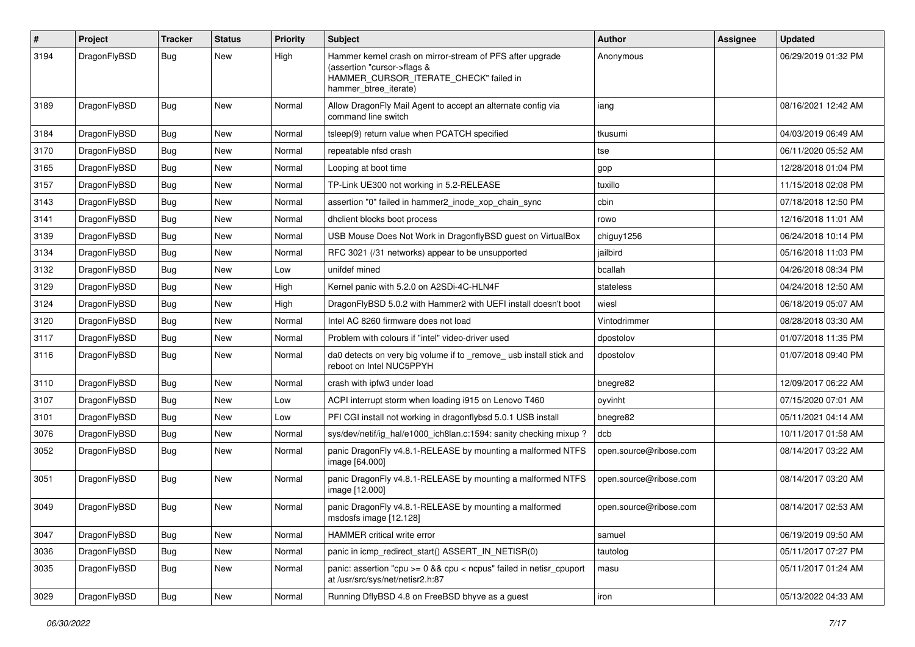| # | Project | Tracker | Status | Priority | Subject | Author | Assignee | Updated |
|---|---|---|---|---|---|---|---|---|
| 3194 | DragonFlyBSD | Bug | New | High | Hammer kernel crash on mirror-stream of PFS after upgrade (assertion "cursor->flags & HAMMER_CURSOR_ITERATE_CHECK" failed in hammer_btree_iterate) | Anonymous | | 06/29/2019 01:32 PM |
| 3189 | DragonFlyBSD | Bug | New | Normal | Allow DragonFly Mail Agent to accept an alternate config via command line switch | iang | | 08/16/2021 12:42 AM |
| 3184 | DragonFlyBSD | Bug | New | Normal | tsleep(9) return value when PCATCH specified | tkusumi | | 04/03/2019 06:49 AM |
| 3170 | DragonFlyBSD | Bug | New | Normal | repeatable nfsd crash | tse | | 06/11/2020 05:52 AM |
| 3165 | DragonFlyBSD | Bug | New | Normal | Looping at boot time | gop | | 12/28/2018 01:04 PM |
| 3157 | DragonFlyBSD | Bug | New | Normal | TP-Link UE300 not working in 5.2-RELEASE | tuxillo | | 11/15/2018 02:08 PM |
| 3143 | DragonFlyBSD | Bug | New | Normal | assertion "0" failed in hammer2_inode_xop_chain_sync | cbin | | 07/18/2018 12:50 PM |
| 3141 | DragonFlyBSD | Bug | New | Normal | dhclient blocks boot process | rowo | | 12/16/2018 11:01 AM |
| 3139 | DragonFlyBSD | Bug | New | Normal | USB Mouse Does Not Work in DragonflyBSD guest on VirtualBox | chiguy1256 | | 06/24/2018 10:14 PM |
| 3134 | DragonFlyBSD | Bug | New | Normal | RFC 3021 (/31 networks) appear to be unsupported | jailbird | | 05/16/2018 11:03 PM |
| 3132 | DragonFlyBSD | Bug | New | Low | unifdef mined | bcallah | | 04/26/2018 08:34 PM |
| 3129 | DragonFlyBSD | Bug | New | High | Kernel panic with 5.2.0 on A2SDi-4C-HLN4F | stateless | | 04/24/2018 12:50 AM |
| 3124 | DragonFlyBSD | Bug | New | High | DragonFlyBSD 5.0.2 with Hammer2 with UEFI install doesn't boot | wiesl | | 06/18/2019 05:07 AM |
| 3120 | DragonFlyBSD | Bug | New | Normal | Intel AC 8260 firmware does not load | Vintodrimmer | | 08/28/2018 03:30 AM |
| 3117 | DragonFlyBSD | Bug | New | Normal | Problem with colours if "intel" video-driver used | dpostolov | | 01/07/2018 11:35 PM |
| 3116 | DragonFlyBSD | Bug | New | Normal | da0 detects on very big volume if to _remove_ usb install stick and reboot on Intel NUC5PPYH | dpostolov | | 01/07/2018 09:40 PM |
| 3110 | DragonFlyBSD | Bug | New | Normal | crash with ipfw3 under load | bnegre82 | | 12/09/2017 06:22 AM |
| 3107 | DragonFlyBSD | Bug | New | Low | ACPI interrupt storm when loading i915 on Lenovo T460 | oyvinht | | 07/15/2020 07:01 AM |
| 3101 | DragonFlyBSD | Bug | New | Low | PFI CGI install not working in dragonflybsd 5.0.1 USB install | bnegre82 | | 05/11/2021 04:14 AM |
| 3076 | DragonFlyBSD | Bug | New | Normal | sys/dev/netif/ig_hal/e1000_ich8lan.c:1594: sanity checking mixup ? | dcb | | 10/11/2017 01:58 AM |
| 3052 | DragonFlyBSD | Bug | New | Normal | panic DragonFly v4.8.1-RELEASE by mounting a malformed NTFS image [64.000] | open.source@ribose.com | | 08/14/2017 03:22 AM |
| 3051 | DragonFlyBSD | Bug | New | Normal | panic DragonFly v4.8.1-RELEASE by mounting a malformed NTFS image [12.000] | open.source@ribose.com | | 08/14/2017 03:20 AM |
| 3049 | DragonFlyBSD | Bug | New | Normal | panic DragonFly v4.8.1-RELEASE by mounting a malformed msdosfs image [12.128] | open.source@ribose.com | | 08/14/2017 02:53 AM |
| 3047 | DragonFlyBSD | Bug | New | Normal | HAMMER critical write error | samuel | | 06/19/2019 09:50 AM |
| 3036 | DragonFlyBSD | Bug | New | Normal | panic in icmp_redirect_start() ASSERT_IN_NETISR(0) | tautolog | | 05/11/2017 07:27 PM |
| 3035 | DragonFlyBSD | Bug | New | Normal | panic: assertion "cpu >= 0 && cpu < ncpus" failed in netisr_cpuport at /usr/src/sys/net/netisr2.h:87 | masu | | 05/11/2017 01:24 AM |
| 3029 | DragonFlyBSD | Bug | New | Normal | Running DflyBSD 4.8 on FreeBSD bhyve as a guest | iron | | 05/13/2022 04:33 AM |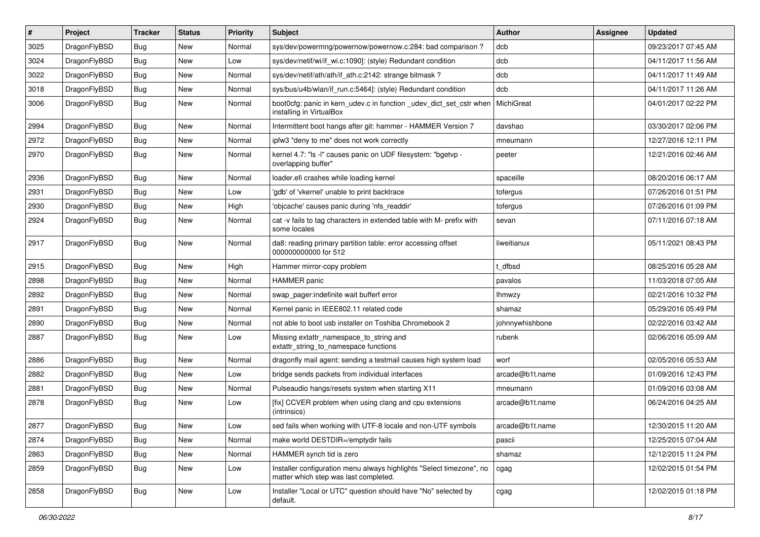| # | Project | Tracker | Status | Priority | Subject | Author | Assignee | Updated |
|---|---|---|---|---|---|---|---|---|
| 3025 | DragonFlyBSD | Bug | New | Normal | sys/dev/powermng/powernow/powernow.c:284: bad comparison ? | dcb | | 09/23/2017 07:45 AM |
| 3024 | DragonFlyBSD | Bug | New | Low | sys/dev/netif/wi/if_wi.c:1090]: (style) Redundant condition | dcb | | 04/11/2017 11:56 AM |
| 3022 | DragonFlyBSD | Bug | New | Normal | sys/dev/netif/ath/ath/if_ath.c:2142: strange bitmask ? | dcb | | 04/11/2017 11:49 AM |
| 3018 | DragonFlyBSD | Bug | New | Normal | sys/bus/u4b/wlan/if_run.c:5464]: (style) Redundant condition | dcb | | 04/11/2017 11:26 AM |
| 3006 | DragonFlyBSD | Bug | New | Normal | boot0cfg: panic in kern_udev.c in function _udev_dict_set_cstr when installing in VirtualBox | MichiGreat | | 04/01/2017 02:22 PM |
| 2994 | DragonFlyBSD | Bug | New | Normal | Intermittent boot hangs after git: hammer - HAMMER Version 7 | davshao | | 03/30/2017 02:06 PM |
| 2972 | DragonFlyBSD | Bug | New | Normal | ipfw3 "deny to me" does not work correctly | mneumann | | 12/27/2016 12:11 PM |
| 2970 | DragonFlyBSD | Bug | New | Normal | kernel 4.7: "ls -l" causes panic on UDF filesystem: "bgetvp - overlapping buffer" | peeter | | 12/21/2016 02:46 AM |
| 2936 | DragonFlyBSD | Bug | New | Normal | loader.efi crashes while loading kernel | spaceille | | 08/20/2016 06:17 AM |
| 2931 | DragonFlyBSD | Bug | New | Low | 'gdb' of 'vkernel' unable to print backtrace | tofergus | | 07/26/2016 01:51 PM |
| 2930 | DragonFlyBSD | Bug | New | High | 'objcache' causes panic during 'nfs_readdir' | tofergus | | 07/26/2016 01:09 PM |
| 2924 | DragonFlyBSD | Bug | New | Normal | cat -v fails to tag characters in extended table with M- prefix with some locales | sevan | | 07/11/2016 07:18 AM |
| 2917 | DragonFlyBSD | Bug | New | Normal | da8: reading primary partition table: error accessing offset 000000000000 for 512 | liweitianux | | 05/11/2021 08:43 PM |
| 2915 | DragonFlyBSD | Bug | New | High | Hammer mirror-copy problem | t_dfbsd | | 08/25/2016 05:28 AM |
| 2898 | DragonFlyBSD | Bug | New | Normal | HAMMER panic | pavalos | | 11/03/2018 07:05 AM |
| 2892 | DragonFlyBSD | Bug | New | Normal | swap_pager:indefinite wait bufferf error | lhmwzy | | 02/21/2016 10:32 PM |
| 2891 | DragonFlyBSD | Bug | New | Normal | Kernel panic in IEEE802.11 related code | shamaz | | 05/29/2016 05:49 PM |
| 2890 | DragonFlyBSD | Bug | New | Normal | not able to boot usb installer on Toshiba Chromebook 2 | johnnywhishbone | | 02/22/2016 03:42 AM |
| 2887 | DragonFlyBSD | Bug | New | Low | Missing extattr_namespace_to_string and extattr_string_to_namespace functions | rubenk | | 02/06/2016 05:09 AM |
| 2886 | DragonFlyBSD | Bug | New | Normal | dragonfly mail agent: sending a testmail causes high system load | worf | | 02/05/2016 05:53 AM |
| 2882 | DragonFlyBSD | Bug | New | Low | bridge sends packets from individual interfaces | arcade@b1t.name | | 01/09/2016 12:43 PM |
| 2881 | DragonFlyBSD | Bug | New | Normal | Pulseaudio hangs/resets system when starting X11 | mneumann | | 01/09/2016 03:08 AM |
| 2878 | DragonFlyBSD | Bug | New | Low | [fix] CCVER problem when using clang and cpu extensions (intrinsics) | arcade@b1t.name | | 06/24/2016 04:25 AM |
| 2877 | DragonFlyBSD | Bug | New | Low | sed fails when working with UTF-8 locale and non-UTF symbols | arcade@b1t.name | | 12/30/2015 11:20 AM |
| 2874 | DragonFlyBSD | Bug | New | Normal | make world DESTDIR=/emptydir fails | pascii | | 12/25/2015 07:04 AM |
| 2863 | DragonFlyBSD | Bug | New | Normal | HAMMER synch tid is zero | shamaz | | 12/12/2015 11:24 PM |
| 2859 | DragonFlyBSD | Bug | New | Low | Installer configuration menu always highlights "Select timezone", no matter which step was last completed. | cgag | | 12/02/2015 01:54 PM |
| 2858 | DragonFlyBSD | Bug | New | Low | Installer "Local or UTC" question should have "No" selected by default. | cgag | | 12/02/2015 01:18 PM |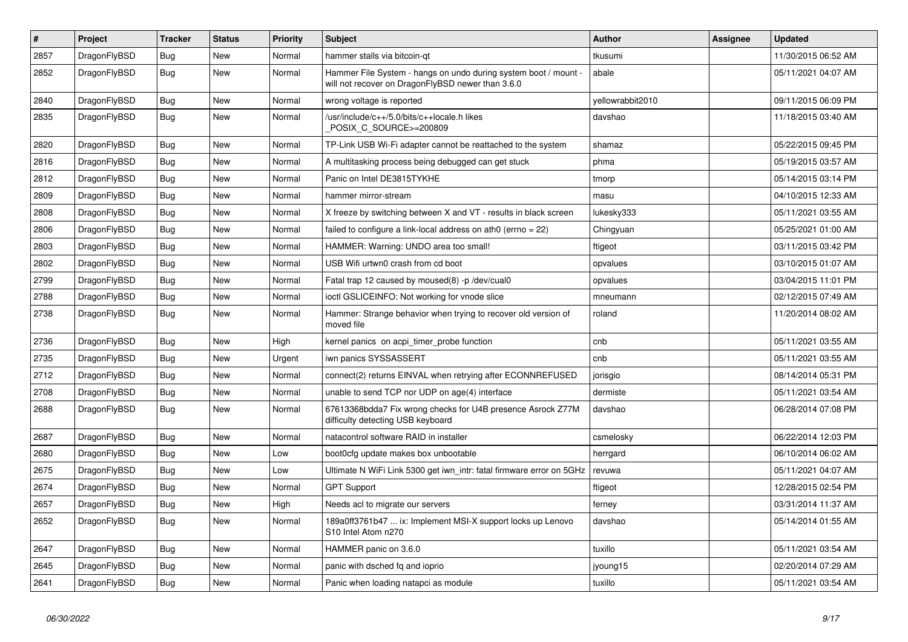| # | Project | Tracker | Status | Priority | Subject | Author | Assignee | Updated |
| --- | --- | --- | --- | --- | --- | --- | --- | --- |
| 2857 | DragonFlyBSD | Bug | New | Normal | hammer stalls via bitcoin-qt | tkusumi |  | 11/30/2015 06:52 AM |
| 2852 | DragonFlyBSD | Bug | New | Normal | Hammer File System - hangs on undo during system boot / mount - will not recover on DragonFlyBSD newer than 3.6.0 | abale |  | 05/11/2021 04:07 AM |
| 2840 | DragonFlyBSD | Bug | New | Normal | wrong voltage is reported | yellowrabbit2010 |  | 09/11/2015 06:09 PM |
| 2835 | DragonFlyBSD | Bug | New | Normal | /usr/include/c++/5.0/bits/c++locale.h likes _POSIX_C_SOURCE>=200809 | davshao |  | 11/18/2015 03:40 AM |
| 2820 | DragonFlyBSD | Bug | New | Normal | TP-Link USB Wi-Fi adapter cannot be reattached to the system | shamaz |  | 05/22/2015 09:45 PM |
| 2816 | DragonFlyBSD | Bug | New | Normal | A multitasking process being debugged can get stuck | phma |  | 05/19/2015 03:57 AM |
| 2812 | DragonFlyBSD | Bug | New | Normal | Panic on Intel DE3815TYKHE | tmorp |  | 05/14/2015 03:14 PM |
| 2809 | DragonFlyBSD | Bug | New | Normal | hammer mirror-stream | masu |  | 04/10/2015 12:33 AM |
| 2808 | DragonFlyBSD | Bug | New | Normal | X freeze by switching between X and VT - results in black screen | lukesky333 |  | 05/11/2021 03:55 AM |
| 2806 | DragonFlyBSD | Bug | New | Normal | failed to configure a link-local address on ath0 (errno = 22) | Chingyuan |  | 05/25/2021 01:00 AM |
| 2803 | DragonFlyBSD | Bug | New | Normal | HAMMER: Warning: UNDO area too small! | ftigeot |  | 03/11/2015 03:42 PM |
| 2802 | DragonFlyBSD | Bug | New | Normal | USB Wifi urtwn0 crash from cd boot | opvalues |  | 03/10/2015 01:07 AM |
| 2799 | DragonFlyBSD | Bug | New | Normal | Fatal trap 12 caused by moused(8) -p /dev/cual0 | opvalues |  | 03/04/2015 11:01 PM |
| 2788 | DragonFlyBSD | Bug | New | Normal | ioctl GSLICEINFO: Not working for vnode slice | mneumann |  | 02/12/2015 07:49 AM |
| 2738 | DragonFlyBSD | Bug | New | Normal | Hammer: Strange behavior when trying to recover old version of moved file | roland |  | 11/20/2014 08:02 AM |
| 2736 | DragonFlyBSD | Bug | New | High | kernel panics on acpi_timer_probe function | cnb |  | 05/11/2021 03:55 AM |
| 2735 | DragonFlyBSD | Bug | New | Urgent | iwn panics SYSSASSERT | cnb |  | 05/11/2021 03:55 AM |
| 2712 | DragonFlyBSD | Bug | New | Normal | connect(2) returns EINVAL when retrying after ECONNREFUSED | jorisgio |  | 08/14/2014 05:31 PM |
| 2708 | DragonFlyBSD | Bug | New | Normal | unable to send TCP nor UDP on age(4) interface | dermiste |  | 05/11/2021 03:54 AM |
| 2688 | DragonFlyBSD | Bug | New | Normal | 67613368bdda7 Fix wrong checks for U4B presence Asrock Z77M difficulty detecting USB keyboard | davshao |  | 06/28/2014 07:08 PM |
| 2687 | DragonFlyBSD | Bug | New | Normal | natacontrol software RAID in installer | csmelosky |  | 06/22/2014 12:03 PM |
| 2680 | DragonFlyBSD | Bug | New | Low | boot0cfg update makes box unbootable | herrgard |  | 06/10/2014 06:02 AM |
| 2675 | DragonFlyBSD | Bug | New | Low | Ultimate N WiFi Link 5300 get iwn_intr: fatal firmware error on 5GHz | revuwa |  | 05/11/2021 04:07 AM |
| 2674 | DragonFlyBSD | Bug | New | Normal | GPT Support | ftigeot |  | 12/28/2015 02:54 PM |
| 2657 | DragonFlyBSD | Bug | New | High | Needs acl to migrate our servers | ferney |  | 03/31/2014 11:37 AM |
| 2652 | DragonFlyBSD | Bug | New | Normal | 189a0ff3761b47 ... ix: Implement MSI-X support locks up Lenovo S10 Intel Atom n270 | davshao |  | 05/14/2014 01:55 AM |
| 2647 | DragonFlyBSD | Bug | New | Normal | HAMMER panic on 3.6.0 | tuxillo |  | 05/11/2021 03:54 AM |
| 2645 | DragonFlyBSD | Bug | New | Normal | panic with dsched fq and ioprio | jyoung15 |  | 02/20/2014 07:29 AM |
| 2641 | DragonFlyBSD | Bug | New | Normal | Panic when loading natapci as module | tuxillo |  | 05/11/2021 03:54 AM |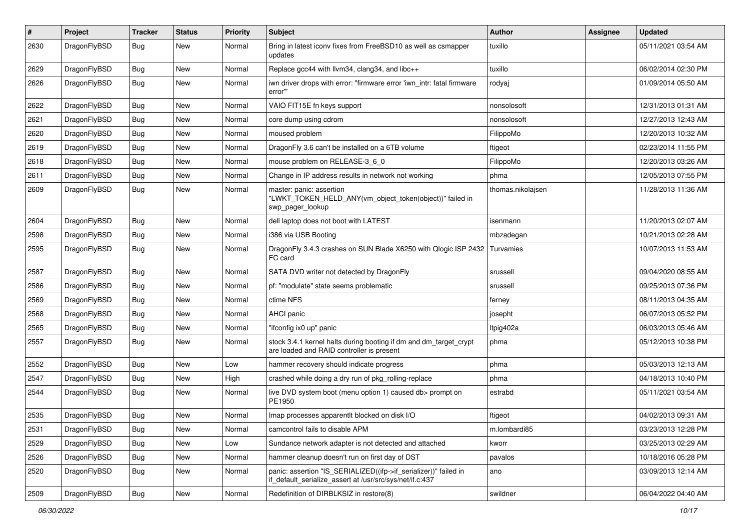| # | Project | Tracker | Status | Priority | Subject | Author | Assignee | Updated |
|---|---|---|---|---|---|---|---|---|
| 2630 | DragonFlyBSD | Bug | New | Normal | Bring in latest iconv fixes from FreeBSD10 as well as csmapper updates | tuxillo | | 05/11/2021 03:54 AM |
| 2629 | DragonFlyBSD | Bug | New | Normal | Replace gcc44 with llvm34, clang34, and libc++ | tuxillo | | 06/02/2014 02:30 PM |
| 2626 | DragonFlyBSD | Bug | New | Normal | iwn driver drops with error: "firmware error 'iwn_intr: fatal firmware error'" | rodyaj | | 01/09/2014 05:50 AM |
| 2622 | DragonFlyBSD | Bug | New | Normal | VAIO FIT15E fn keys support | nonsolosoft | | 12/31/2013 01:31 AM |
| 2621 | DragonFlyBSD | Bug | New | Normal | core dump using cdrom | nonsolosoft | | 12/27/2013 12:43 AM |
| 2620 | DragonFlyBSD | Bug | New | Normal | moused problem | FilippoMo | | 12/20/2013 10:32 AM |
| 2619 | DragonFlyBSD | Bug | New | Normal | DragonFly 3.6 can't be installed on a 6TB volume | ftigeot | | 02/23/2014 11:55 PM |
| 2618 | DragonFlyBSD | Bug | New | Normal | mouse problem on RELEASE-3_6_0 | FilippoMo | | 12/20/2013 03:26 AM |
| 2611 | DragonFlyBSD | Bug | New | Normal | Change in IP address results in network not working | phma | | 12/05/2013 07:55 PM |
| 2609 | DragonFlyBSD | Bug | New | Normal | master: panic: assertion "LWKT_TOKEN_HELD_ANY(vm_object_token(object))" failed in swp_pager_lookup | thomas.nikolajsen | | 11/28/2013 11:36 AM |
| 2604 | DragonFlyBSD | Bug | New | Normal | dell laptop does not boot with LATEST | isenmann | | 11/20/2013 02:07 AM |
| 2598 | DragonFlyBSD | Bug | New | Normal | i386 via USB Booting | mbzadegan | | 10/21/2013 02:28 AM |
| 2595 | DragonFlyBSD | Bug | New | Normal | DragonFly 3.4.3 crashes on SUN Blade X6250 with Qlogic ISP 2432 FC card | Turvamies | | 10/07/2013 11:53 AM |
| 2587 | DragonFlyBSD | Bug | New | Normal | SATA DVD writer not detected by DragonFly | srussell | | 09/04/2020 08:55 AM |
| 2586 | DragonFlyBSD | Bug | New | Normal | pf: "modulate" state seems problematic | srussell | | 09/25/2013 07:36 PM |
| 2569 | DragonFlyBSD | Bug | New | Normal | ctime NFS | ferney | | 08/11/2013 04:35 AM |
| 2568 | DragonFlyBSD | Bug | New | Normal | AHCI panic | josepht | | 06/07/2013 05:52 PM |
| 2565 | DragonFlyBSD | Bug | New | Normal | "ifconfig ix0 up" panic | ltpig402a | | 06/03/2013 05:46 AM |
| 2557 | DragonFlyBSD | Bug | New | Normal | stock 3.4.1 kernel halts during booting if dm and dm_target_crypt are loaded and RAID controller is present | phma | | 05/12/2013 10:38 PM |
| 2552 | DragonFlyBSD | Bug | New | Low | hammer recovery should indicate progress | phma | | 05/03/2013 12:13 AM |
| 2547 | DragonFlyBSD | Bug | New | High | crashed while doing a dry run of pkg_rolling-replace | phma | | 04/18/2013 10:40 PM |
| 2544 | DragonFlyBSD | Bug | New | Normal | live DVD system boot (menu option 1) caused db> prompt on PE1950 | estrabd | | 05/11/2021 03:54 AM |
| 2535 | DragonFlyBSD | Bug | New | Normal | Imap processes apparentlt blocked on disk I/O | ftigeot | | 04/02/2013 09:31 AM |
| 2531 | DragonFlyBSD | Bug | New | Normal | camcontrol fails to disable APM | m.lombardi85 | | 03/23/2013 12:28 PM |
| 2529 | DragonFlyBSD | Bug | New | Low | Sundance network adapter is not detected and attached | kworr | | 03/25/2013 02:29 AM |
| 2526 | DragonFlyBSD | Bug | New | Normal | hammer cleanup doesn't run on first day of DST | pavalos | | 10/18/2016 05:28 PM |
| 2520 | DragonFlyBSD | Bug | New | Normal | panic: assertion "IS_SERIALIZED((ifp->if_serializer))" failed in if_default_serialize_assert at /usr/src/sys/net/if.c:437 | ano | | 03/09/2013 12:14 AM |
| 2509 | DragonFlyBSD | Bug | New | Normal | Redefinition of DIRBLKSIZ in restore(8) | swildner | | 06/04/2022 04:40 AM |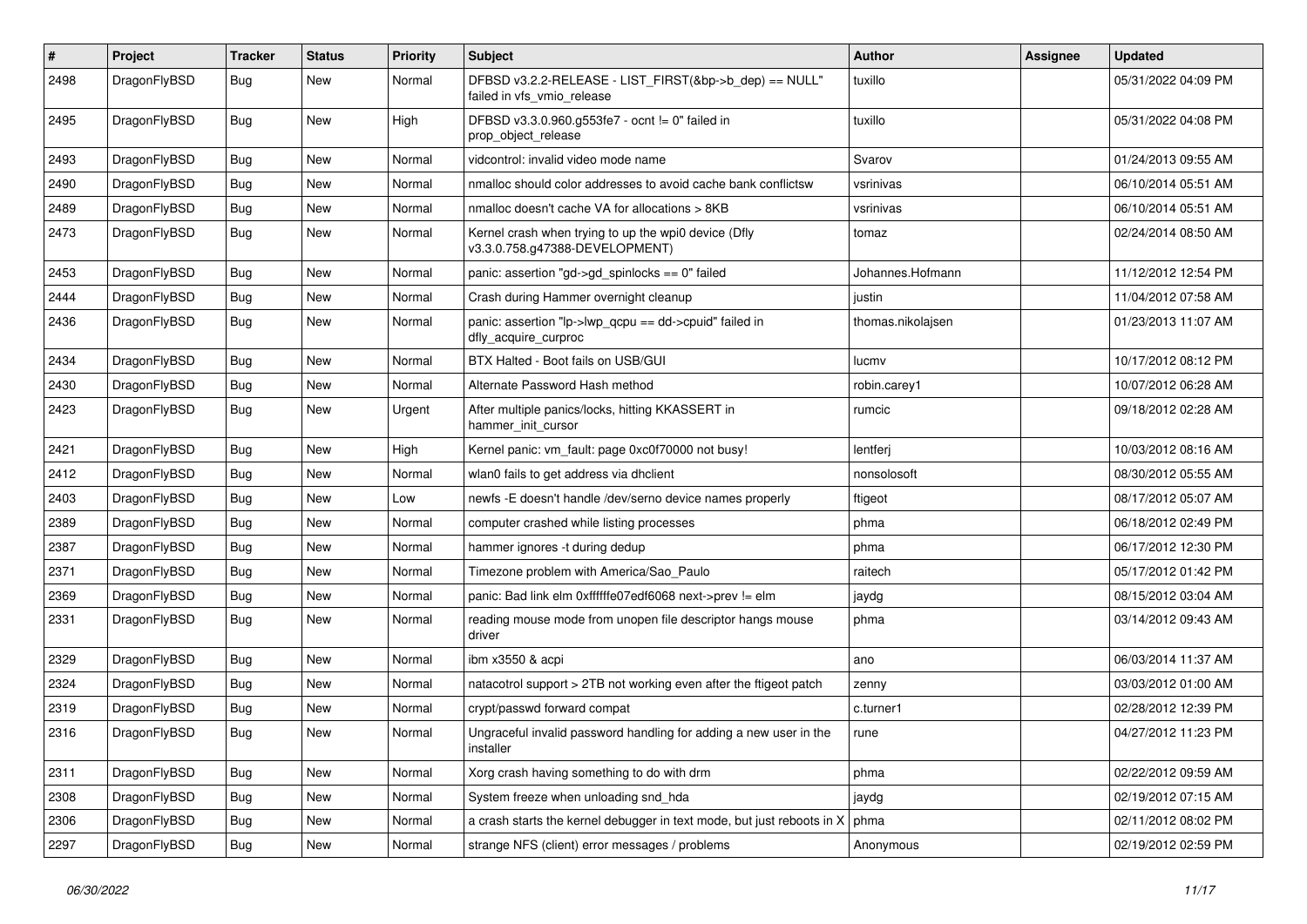| # | Project | Tracker | Status | Priority | Subject | Author | Assignee | Updated |
|---|---|---|---|---|---|---|---|---|
| 2498 | DragonFlyBSD | Bug | New | Normal | DFBSD v3.2.2-RELEASE - LIST_FIRST(&bp->b_dep) == NULL" failed in vfs_vmio_release | tuxillo | | 05/31/2022 04:09 PM |
| 2495 | DragonFlyBSD | Bug | New | High | DFBSD v3.3.0.960.g553fe7 - ocnt != 0" failed in prop_object_release | tuxillo | | 05/31/2022 04:08 PM |
| 2493 | DragonFlyBSD | Bug | New | Normal | vidcontrol: invalid video mode name | Svarov | | 01/24/2013 09:55 AM |
| 2490 | DragonFlyBSD | Bug | New | Normal | nmalloc should color addresses to avoid cache bank conflictsw | vsrinivas | | 06/10/2014 05:51 AM |
| 2489 | DragonFlyBSD | Bug | New | Normal | nmalloc doesn't cache VA for allocations > 8KB | vsrinivas | | 06/10/2014 05:51 AM |
| 2473 | DragonFlyBSD | Bug | New | Normal | Kernel crash when trying to up the wpi0 device (Dfly v3.3.0.758.g47388-DEVELOPMENT) | tomaz | | 02/24/2014 08:50 AM |
| 2453 | DragonFlyBSD | Bug | New | Normal | panic: assertion "gd->gd_spinlocks == 0" failed | Johannes.Hofmann | | 11/12/2012 12:54 PM |
| 2444 | DragonFlyBSD | Bug | New | Normal | Crash during Hammer overnight cleanup | justin | | 11/04/2012 07:58 AM |
| 2436 | DragonFlyBSD | Bug | New | Normal | panic: assertion "lp->lwp_qcpu == dd->cpuid" failed in dfly_acquire_curproc | thomas.nikolajsen | | 01/23/2013 11:07 AM |
| 2434 | DragonFlyBSD | Bug | New | Normal | BTX Halted - Boot fails on USB/GUI | lucmv | | 10/17/2012 08:12 PM |
| 2430 | DragonFlyBSD | Bug | New | Normal | Alternate Password Hash method | robin.carey1 | | 10/07/2012 06:28 AM |
| 2423 | DragonFlyBSD | Bug | New | Urgent | After multiple panics/locks, hitting KKASSERT in hammer_init_cursor | rumcic | | 09/18/2012 02:28 AM |
| 2421 | DragonFlyBSD | Bug | New | High | Kernel panic: vm_fault: page 0xc0f70000 not busy! | lentferj | | 10/03/2012 08:16 AM |
| 2412 | DragonFlyBSD | Bug | New | Normal | wlan0 fails to get address via dhclient | nonsolosoft | | 08/30/2012 05:55 AM |
| 2403 | DragonFlyBSD | Bug | New | Low | newfs -E doesn't handle /dev/serno device names properly | ftigeot | | 08/17/2012 05:07 AM |
| 2389 | DragonFlyBSD | Bug | New | Normal | computer crashed while listing processes | phma | | 06/18/2012 02:49 PM |
| 2387 | DragonFlyBSD | Bug | New | Normal | hammer ignores -t during dedup | phma | | 06/17/2012 12:30 PM |
| 2371 | DragonFlyBSD | Bug | New | Normal | Timezone problem with America/Sao_Paulo | raitech | | 05/17/2012 01:42 PM |
| 2369 | DragonFlyBSD | Bug | New | Normal | panic: Bad link elm 0xffffffe07edf6068 next->prev != elm | jaydg | | 08/15/2012 03:04 AM |
| 2331 | DragonFlyBSD | Bug | New | Normal | reading mouse mode from unopen file descriptor hangs mouse driver | phma | | 03/14/2012 09:43 AM |
| 2329 | DragonFlyBSD | Bug | New | Normal | ibm x3550 & acpi | ano | | 06/03/2014 11:37 AM |
| 2324 | DragonFlyBSD | Bug | New | Normal | natacotrol support > 2TB not working even after the ftigeot patch | zenny | | 03/03/2012 01:00 AM |
| 2319 | DragonFlyBSD | Bug | New | Normal | crypt/passwd forward compat | c.turner1 | | 02/28/2012 12:39 PM |
| 2316 | DragonFlyBSD | Bug | New | Normal | Ungraceful invalid password handling for adding a new user in the installer | rune | | 04/27/2012 11:23 PM |
| 2311 | DragonFlyBSD | Bug | New | Normal | Xorg crash having something to do with drm | phma | | 02/22/2012 09:59 AM |
| 2308 | DragonFlyBSD | Bug | New | Normal | System freeze when unloading snd_hda | jaydg | | 02/19/2012 07:15 AM |
| 2306 | DragonFlyBSD | Bug | New | Normal | a crash starts the kernel debugger in text mode, but just reboots in X | phma | | 02/11/2012 08:02 PM |
| 2297 | DragonFlyBSD | Bug | New | Normal | strange NFS (client) error messages / problems | Anonymous | | 02/19/2012 02:59 PM |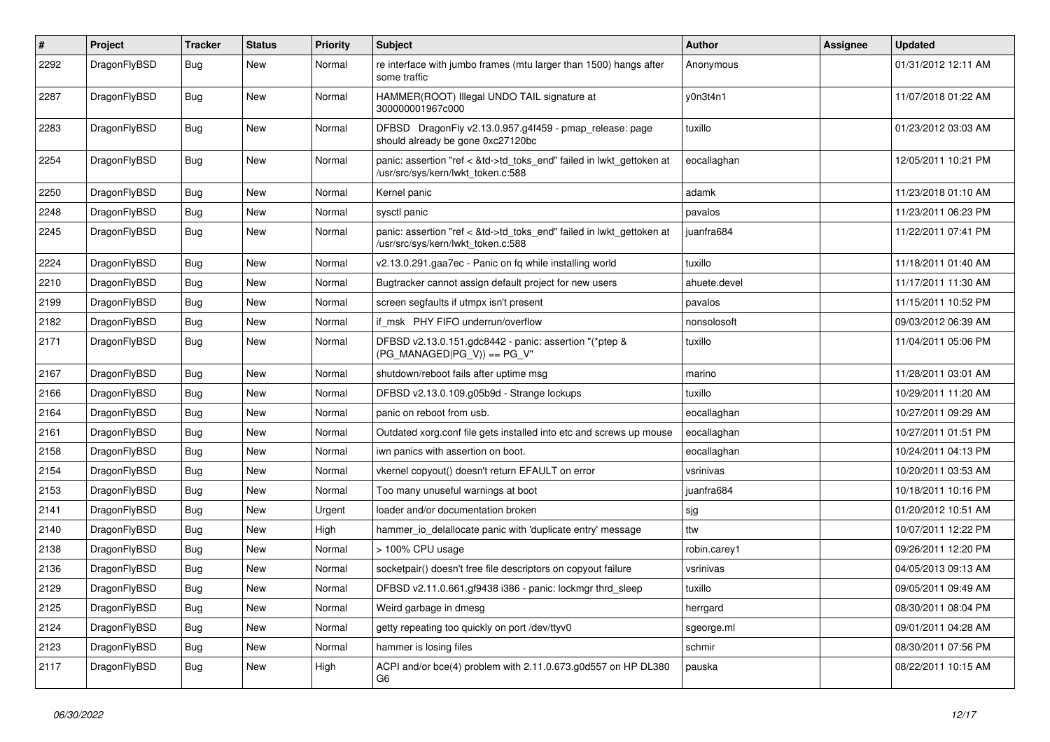| # | Project | Tracker | Status | Priority | Subject | Author | Assignee | Updated |
|---|---|---|---|---|---|---|---|---|
| 2292 | DragonFlyBSD | Bug | New | Normal | re interface with jumbo frames (mtu larger than 1500) hangs after some traffic | Anonymous | | 01/31/2012 12:11 AM |
| 2287 | DragonFlyBSD | Bug | New | Normal | HAMMER(ROOT) Illegal UNDO TAIL signature at 300000001967c000 | y0n3t4n1 | | 11/07/2018 01:22 AM |
| 2283 | DragonFlyBSD | Bug | New | Normal | DFBSD DragonFly v2.13.0.957.g4f459 - pmap_release: page should already be gone 0xc27120bc | tuxillo | | 01/23/2012 03:03 AM |
| 2254 | DragonFlyBSD | Bug | New | Normal | panic: assertion "ref < &td->td_toks_end" failed in lwkt_gettoken at /usr/src/sys/kern/lwkt_token.c:588 | eocallaghan | | 12/05/2011 10:21 PM |
| 2250 | DragonFlyBSD | Bug | New | Normal | Kernel panic | adamk | | 11/23/2018 01:10 AM |
| 2248 | DragonFlyBSD | Bug | New | Normal | sysctl panic | pavalos | | 11/23/2011 06:23 PM |
| 2245 | DragonFlyBSD | Bug | New | Normal | panic: assertion "ref < &td->td_toks_end" failed in lwkt_gettoken at /usr/src/sys/kern/lwkt_token.c:588 | juanfra684 | | 11/22/2011 07:41 PM |
| 2224 | DragonFlyBSD | Bug | New | Normal | v2.13.0.291.gaa7ec - Panic on fq while installing world | tuxillo | | 11/18/2011 01:40 AM |
| 2210 | DragonFlyBSD | Bug | New | Normal | Bugtracker cannot assign default project for new users | ahuete.devel | | 11/17/2011 11:30 AM |
| 2199 | DragonFlyBSD | Bug | New | Normal | screen segfaults if utmpx isn't present | pavalos | | 11/15/2011 10:52 PM |
| 2182 | DragonFlyBSD | Bug | New | Normal | if_msk PHY FIFO underrun/overflow | nonsolosoft | | 09/03/2012 06:39 AM |
| 2171 | DragonFlyBSD | Bug | New | Normal | DFBSD v2.13.0.151.gdc8442 - panic: assertion "(*ptep & (PG_MANAGED\|PG_V)) == PG_V" | tuxillo | | 11/04/2011 05:06 PM |
| 2167 | DragonFlyBSD | Bug | New | Normal | shutdown/reboot fails after uptime msg | marino | | 11/28/2011 03:01 AM |
| 2166 | DragonFlyBSD | Bug | New | Normal | DFBSD v2.13.0.109.g05b9d - Strange lockups | tuxillo | | 10/29/2011 11:20 AM |
| 2164 | DragonFlyBSD | Bug | New | Normal | panic on reboot from usb. | eocallaghan | | 10/27/2011 09:29 AM |
| 2161 | DragonFlyBSD | Bug | New | Normal | Outdated xorg.conf file gets installed into etc and screws up mouse | eocallaghan | | 10/27/2011 01:51 PM |
| 2158 | DragonFlyBSD | Bug | New | Normal | iwn panics with assertion on boot. | eocallaghan | | 10/24/2011 04:13 PM |
| 2154 | DragonFlyBSD | Bug | New | Normal | vkernel copyout() doesn't return EFAULT on error | vsrinivas | | 10/20/2011 03:53 AM |
| 2153 | DragonFlyBSD | Bug | New | Normal | Too many unuseful warnings at boot | juanfra684 | | 10/18/2011 10:16 PM |
| 2141 | DragonFlyBSD | Bug | New | Urgent | loader and/or documentation broken | sjg | | 01/20/2012 10:51 AM |
| 2140 | DragonFlyBSD | Bug | New | High | hammer_io_delallocate panic with 'duplicate entry' message | ttw | | 10/07/2011 12:22 PM |
| 2138 | DragonFlyBSD | Bug | New | Normal | > 100% CPU usage | robin.carey1 | | 09/26/2011 12:20 PM |
| 2136 | DragonFlyBSD | Bug | New | Normal | socketpair() doesn't free file descriptors on copyout failure | vsrinivas | | 04/05/2013 09:13 AM |
| 2129 | DragonFlyBSD | Bug | New | Normal | DFBSD v2.11.0.661.gf9438 i386 - panic: lockmgr thrd_sleep | tuxillo | | 09/05/2011 09:49 AM |
| 2125 | DragonFlyBSD | Bug | New | Normal | Weird garbage in dmesg | herrgard | | 08/30/2011 08:04 PM |
| 2124 | DragonFlyBSD | Bug | New | Normal | getty repeating too quickly on port /dev/ttyv0 | sgeorge.ml | | 09/01/2011 04:28 AM |
| 2123 | DragonFlyBSD | Bug | New | Normal | hammer is losing files | schmir | | 08/30/2011 07:56 PM |
| 2117 | DragonFlyBSD | Bug | New | High | ACPI and/or bce(4) problem with 2.11.0.673.g0d557 on HP DL380 G6 | pauska | | 08/22/2011 10:15 AM |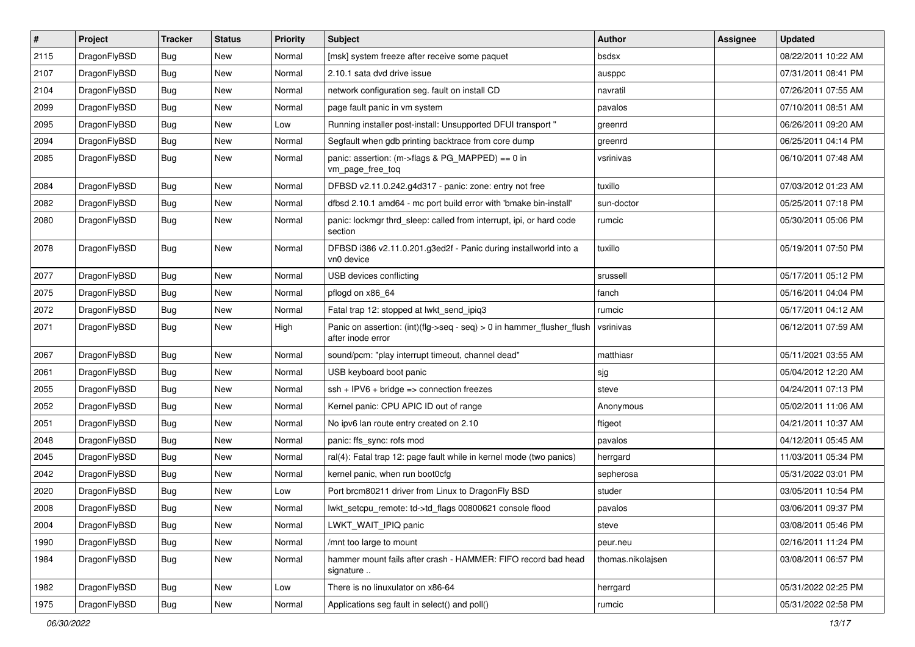| # | Project | Tracker | Status | Priority | Subject | Author | Assignee | Updated |
|---|---|---|---|---|---|---|---|---|
| 2115 | DragonFlyBSD | Bug | New | Normal | [msk] system freeze after receive some paquet | bsdsx | | 08/22/2011 10:22 AM |
| 2107 | DragonFlyBSD | Bug | New | Normal | 2.10.1 sata dvd drive issue | ausppc | | 07/31/2011 08:41 PM |
| 2104 | DragonFlyBSD | Bug | New | Normal | network configuration seg. fault on install CD | navratil | | 07/26/2011 07:55 AM |
| 2099 | DragonFlyBSD | Bug | New | Normal | page fault panic in vm system | pavalos | | 07/10/2011 08:51 AM |
| 2095 | DragonFlyBSD | Bug | New | Low | Running installer post-install: Unsupported DFUI transport " | greenrd | | 06/26/2011 09:20 AM |
| 2094 | DragonFlyBSD | Bug | New | Normal | Segfault when gdb printing backtrace from core dump | greenrd | | 06/25/2011 04:14 PM |
| 2085 | DragonFlyBSD | Bug | New | Normal | panic: assertion: (m->flags & PG_MAPPED) == 0 in vm_page_free_toq | vsrinivas | | 06/10/2011 07:48 AM |
| 2084 | DragonFlyBSD | Bug | New | Normal | DFBSD v2.11.0.242.g4d317 - panic: zone: entry not free | tuxillo | | 07/03/2012 01:23 AM |
| 2082 | DragonFlyBSD | Bug | New | Normal | dfbsd 2.10.1 amd64 - mc port build error with 'bmake bin-install' | sun-doctor | | 05/25/2011 07:18 PM |
| 2080 | DragonFlyBSD | Bug | New | Normal | panic: lockmgr thrd_sleep: called from interrupt, ipi, or hard code section | rumcic | | 05/30/2011 05:06 PM |
| 2078 | DragonFlyBSD | Bug | New | Normal | DFBSD i386 v2.11.0.201.g3ed2f - Panic during installworld into a vn0 device | tuxillo | | 05/19/2011 07:50 PM |
| 2077 | DragonFlyBSD | Bug | New | Normal | USB devices conflicting | srussell | | 05/17/2011 05:12 PM |
| 2075 | DragonFlyBSD | Bug | New | Normal | pflogd on x86_64 | fanch | | 05/16/2011 04:04 PM |
| 2072 | DragonFlyBSD | Bug | New | Normal | Fatal trap 12: stopped at lwkt_send_ipiq3 | rumcic | | 05/17/2011 04:12 AM |
| 2071 | DragonFlyBSD | Bug | New | High | Panic on assertion: (int)(flg->seq - seq) > 0 in hammer_flusher_flush after inode error | vsrinivas | | 06/12/2011 07:59 AM |
| 2067 | DragonFlyBSD | Bug | New | Normal | sound/pcm: "play interrupt timeout, channel dead" | matthiasr | | 05/11/2021 03:55 AM |
| 2061 | DragonFlyBSD | Bug | New | Normal | USB keyboard boot panic | sjg | | 05/04/2012 12:20 AM |
| 2055 | DragonFlyBSD | Bug | New | Normal | ssh + IPV6 + bridge => connection freezes | steve | | 04/24/2011 07:13 PM |
| 2052 | DragonFlyBSD | Bug | New | Normal | Kernel panic: CPU APIC ID out of range | Anonymous | | 05/02/2011 11:06 AM |
| 2051 | DragonFlyBSD | Bug | New | Normal | No ipv6 lan route entry created on 2.10 | ftigeot | | 04/21/2011 10:37 AM |
| 2048 | DragonFlyBSD | Bug | New | Normal | panic: ffs_sync: rofs mod | pavalos | | 04/12/2011 05:45 AM |
| 2045 | DragonFlyBSD | Bug | New | Normal | ral(4): Fatal trap 12: page fault while in kernel mode (two panics) | herrgard | | 11/03/2011 05:34 PM |
| 2042 | DragonFlyBSD | Bug | New | Normal | kernel panic, when run boot0cfg | sepherosa | | 05/31/2022 03:01 PM |
| 2020 | DragonFlyBSD | Bug | New | Low | Port brcm80211 driver from Linux to DragonFly BSD | studer | | 03/05/2011 10:54 PM |
| 2008 | DragonFlyBSD | Bug | New | Normal | lwkt_setcpu_remote: td->td_flags 00800621 console flood | pavalos | | 03/06/2011 09:37 PM |
| 2004 | DragonFlyBSD | Bug | New | Normal | LWKT_WAIT_IPIQ panic | steve | | 03/08/2011 05:46 PM |
| 1990 | DragonFlyBSD | Bug | New | Normal | /mnt too large to mount | peur.neu | | 02/16/2011 11:24 PM |
| 1984 | DragonFlyBSD | Bug | New | Normal | hammer mount fails after crash - HAMMER: FIFO record bad head signature .. | thomas.nikolajsen | | 03/08/2011 06:57 PM |
| 1982 | DragonFlyBSD | Bug | New | Low | There is no linuxulator on x86-64 | herrgard | | 05/31/2022 02:25 PM |
| 1975 | DragonFlyBSD | Bug | New | Normal | Applications seg fault in select() and poll() | rumcic | | 05/31/2022 02:58 PM |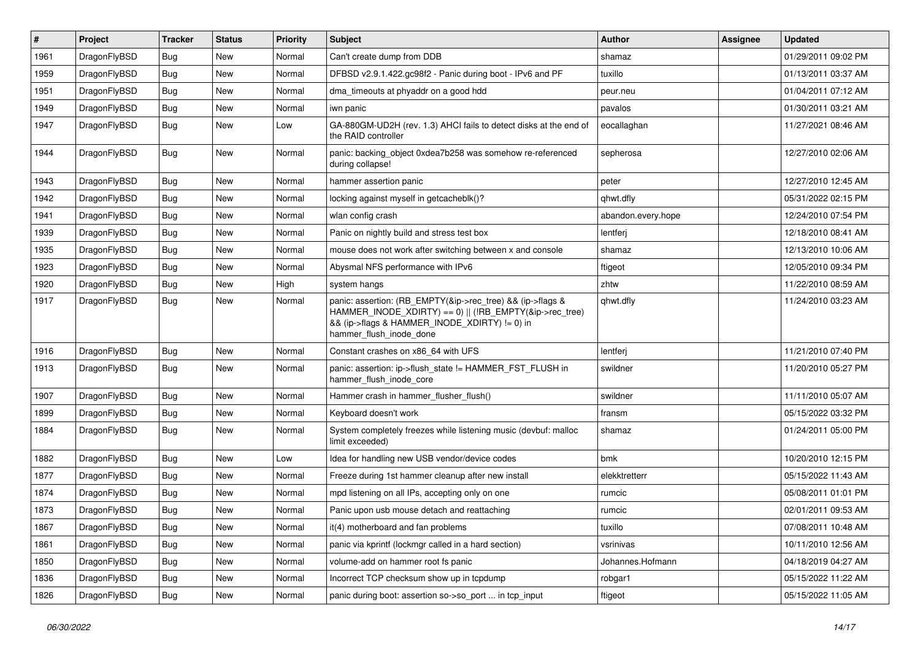| # | Project | Tracker | Status | Priority | Subject | Author | Assignee | Updated |
|---|---|---|---|---|---|---|---|---|
| 1961 | DragonFlyBSD | Bug | New | Normal | Can't create dump from DDB | shamaz | | 01/29/2011 09:02 PM |
| 1959 | DragonFlyBSD | Bug | New | Normal | DFBSD v2.9.1.422.gc98f2 - Panic during boot - IPv6 and PF | tuxillo | | 01/13/2011 03:37 AM |
| 1951 | DragonFlyBSD | Bug | New | Normal | dma_timeouts at phyaddr on a good hdd | peur.neu | | 01/04/2011 07:12 AM |
| 1949 | DragonFlyBSD | Bug | New | Normal | iwn panic | pavalos | | 01/30/2011 03:21 AM |
| 1947 | DragonFlyBSD | Bug | New | Low | GA-880GM-UD2H (rev. 1.3) AHCI fails to detect disks at the end of the RAID controller | eocallaghan | | 11/27/2021 08:46 AM |
| 1944 | DragonFlyBSD | Bug | New | Normal | panic: backing_object 0xdea7b258 was somehow re-referenced during collapse! | sepherosa | | 12/27/2010 02:06 AM |
| 1943 | DragonFlyBSD | Bug | New | Normal | hammer assertion panic | peter | | 12/27/2010 12:45 AM |
| 1942 | DragonFlyBSD | Bug | New | Normal | locking against myself in getcacheblk()? | qhwt.dfly | | 05/31/2022 02:15 PM |
| 1941 | DragonFlyBSD | Bug | New | Normal | wlan config crash | abandon.every.hope | | 12/24/2010 07:54 PM |
| 1939 | DragonFlyBSD | Bug | New | Normal | Panic on nightly build and stress test box | lentferj | | 12/18/2010 08:41 AM |
| 1935 | DragonFlyBSD | Bug | New | Normal | mouse does not work after switching between x and console | shamaz | | 12/13/2010 10:06 AM |
| 1923 | DragonFlyBSD | Bug | New | Normal | Abysmal NFS performance with IPv6 | ftigeot | | 12/05/2010 09:34 PM |
| 1920 | DragonFlyBSD | Bug | New | High | system hangs | zhtw | | 11/22/2010 08:59 AM |
| 1917 | DragonFlyBSD | Bug | New | Normal | panic: assertion: (RB_EMPTY(&ip->rec_tree) && (ip->flags & HAMMER_INODE_XDIRTY) == 0) \|\| (!RB_EMPTY(&ip->rec_tree) && (ip->flags & HAMMER_INODE_XDIRTY) != 0) in hammer_flush_inode_done | qhwt.dfly | | 11/24/2010 03:23 AM |
| 1916 | DragonFlyBSD | Bug | New | Normal | Constant crashes on x86_64 with UFS | lentferj | | 11/21/2010 07:40 PM |
| 1913 | DragonFlyBSD | Bug | New | Normal | panic: assertion: ip->flush_state != HAMMER_FST_FLUSH in hammer_flush_inode_core | swildner | | 11/20/2010 05:27 PM |
| 1907 | DragonFlyBSD | Bug | New | Normal | Hammer crash in hammer_flusher_flush() | swildner | | 11/11/2010 05:07 AM |
| 1899 | DragonFlyBSD | Bug | New | Normal | Keyboard doesn't work | fransm | | 05/15/2022 03:32 PM |
| 1884 | DragonFlyBSD | Bug | New | Normal | System completely freezes while listening music (devbuf: malloc limit exceeded) | shamaz | | 01/24/2011 05:00 PM |
| 1882 | DragonFlyBSD | Bug | New | Low | Idea for handling new USB vendor/device codes | bmk | | 10/20/2010 12:15 PM |
| 1877 | DragonFlyBSD | Bug | New | Normal | Freeze during 1st hammer cleanup after new install | elekktretterr | | 05/15/2022 11:43 AM |
| 1874 | DragonFlyBSD | Bug | New | Normal | mpd listening on all IPs, accepting only on one | rumcic | | 05/08/2011 01:01 PM |
| 1873 | DragonFlyBSD | Bug | New | Normal | Panic upon usb mouse detach and reattaching | rumcic | | 02/01/2011 09:53 AM |
| 1867 | DragonFlyBSD | Bug | New | Normal | it(4) motherboard and fan problems | tuxillo | | 07/08/2011 10:48 AM |
| 1861 | DragonFlyBSD | Bug | New | Normal | panic via kprintf (lockmgr called in a hard section) | vsrinivas | | 10/11/2010 12:56 AM |
| 1850 | DragonFlyBSD | Bug | New | Normal | volume-add on hammer root fs panic | Johannes.Hofmann | | 04/18/2019 04:27 AM |
| 1836 | DragonFlyBSD | Bug | New | Normal | Incorrect TCP checksum show up in tcpdump | robgar1 | | 05/15/2022 11:22 AM |
| 1826 | DragonFlyBSD | Bug | New | Normal | panic during boot: assertion so->so_port ... in tcp_input | ftigeot | | 05/15/2022 11:05 AM |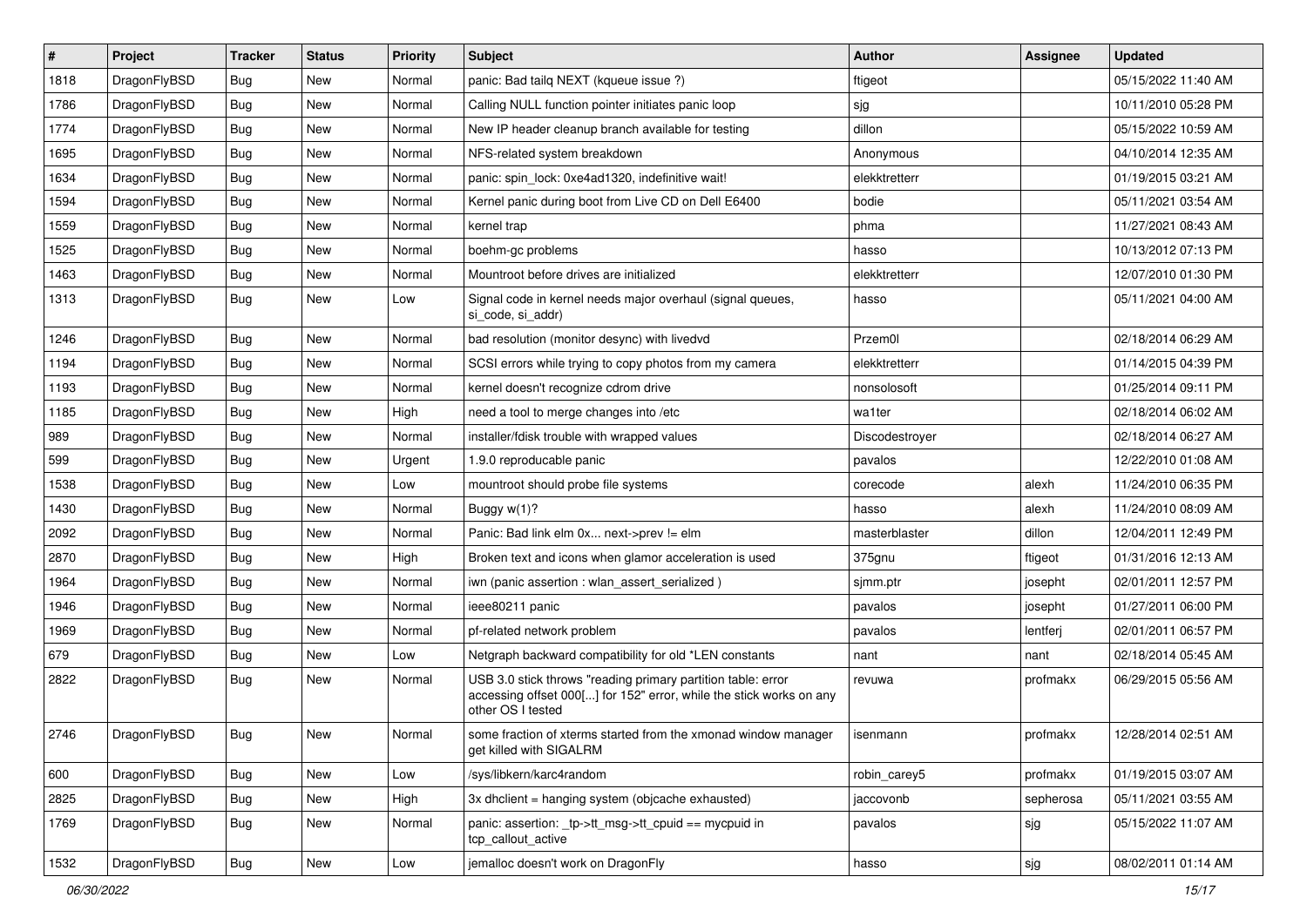| # | Project | Tracker | Status | Priority | Subject | Author | Assignee | Updated |
|---|---|---|---|---|---|---|---|---|
| 1818 | DragonFlyBSD | Bug | New | Normal | panic: Bad tailq NEXT (kqueue issue ?) | ftigeot | | 05/15/2022 11:40 AM |
| 1786 | DragonFlyBSD | Bug | New | Normal | Calling NULL function pointer initiates panic loop | sjg | | 10/11/2010 05:28 PM |
| 1774 | DragonFlyBSD | Bug | New | Normal | New IP header cleanup branch available for testing | dillon | | 05/15/2022 10:59 AM |
| 1695 | DragonFlyBSD | Bug | New | Normal | NFS-related system breakdown | Anonymous | | 04/10/2014 12:35 AM |
| 1634 | DragonFlyBSD | Bug | New | Normal | panic: spin_lock: 0xe4ad1320, indefinitive wait! | elekktretterr | | 01/19/2015 03:21 AM |
| 1594 | DragonFlyBSD | Bug | New | Normal | Kernel panic during boot from Live CD on Dell E6400 | bodie | | 05/11/2021 03:54 AM |
| 1559 | DragonFlyBSD | Bug | New | Normal | kernel trap | phma | | 11/27/2021 08:43 AM |
| 1525 | DragonFlyBSD | Bug | New | Normal | boehm-gc problems | hasso | | 10/13/2012 07:13 PM |
| 1463 | DragonFlyBSD | Bug | New | Normal | Mountroot before drives are initialized | elekktretterr | | 12/07/2010 01:30 PM |
| 1313 | DragonFlyBSD | Bug | New | Low | Signal code in kernel needs major overhaul (signal queues, si_code, si_addr) | hasso | | 05/11/2021 04:00 AM |
| 1246 | DragonFlyBSD | Bug | New | Normal | bad resolution (monitor desync) with livedvd | Przem0l | | 02/18/2014 06:29 AM |
| 1194 | DragonFlyBSD | Bug | New | Normal | SCSI errors while trying to copy photos from my camera | elekktretterr | | 01/14/2015 04:39 PM |
| 1193 | DragonFlyBSD | Bug | New | Normal | kernel doesn't recognize cdrom drive | nonsolosoft | | 01/25/2014 09:11 PM |
| 1185 | DragonFlyBSD | Bug | New | High | need a tool to merge changes into /etc | wa1ter | | 02/18/2014 06:02 AM |
| 989 | DragonFlyBSD | Bug | New | Normal | installer/fdisk trouble with wrapped values | Discodestroyer | | 02/18/2014 06:27 AM |
| 599 | DragonFlyBSD | Bug | New | Urgent | 1.9.0 reproducable panic | pavalos | | 12/22/2010 01:08 AM |
| 1538 | DragonFlyBSD | Bug | New | Low | mountroot should probe file systems | corecode | alexh | 11/24/2010 06:35 PM |
| 1430 | DragonFlyBSD | Bug | New | Normal | Buggy w(1)? | hasso | alexh | 11/24/2010 08:09 AM |
| 2092 | DragonFlyBSD | Bug | New | Normal | Panic: Bad link elm 0x... next->prev != elm | masterblaster | dillon | 12/04/2011 12:49 PM |
| 2870 | DragonFlyBSD | Bug | New | High | Broken text and icons when glamor acceleration is used | 375gnu | ftigeot | 01/31/2016 12:13 AM |
| 1964 | DragonFlyBSD | Bug | New | Normal | iwn (panic assertion : wlan_assert_serialized ) | sjmm.ptr | josepht | 02/01/2011 12:57 PM |
| 1946 | DragonFlyBSD | Bug | New | Normal | ieee80211 panic | pavalos | josepht | 01/27/2011 06:00 PM |
| 1969 | DragonFlyBSD | Bug | New | Normal | pf-related network problem | pavalos | lentferj | 02/01/2011 06:57 PM |
| 679 | DragonFlyBSD | Bug | New | Low | Netgraph backward compatibility for old *LEN constants | nant | nant | 02/18/2014 05:45 AM |
| 2822 | DragonFlyBSD | Bug | New | Normal | USB 3.0 stick throws "reading primary partition table: error accessing offset 000[...] for 152" error, while the stick works on any other OS I tested | revuwa | profmakx | 06/29/2015 05:56 AM |
| 2746 | DragonFlyBSD | Bug | New | Normal | some fraction of xterms started from the xmonad window manager get killed with SIGALRM | isenmann | profmakx | 12/28/2014 02:51 AM |
| 600 | DragonFlyBSD | Bug | New | Low | /sys/libkern/karc4random | robin_carey5 | profmakx | 01/19/2015 03:07 AM |
| 2825 | DragonFlyBSD | Bug | New | High | 3x dhclient = hanging system (objcache exhausted) | jaccovonb | sepherosa | 05/11/2021 03:55 AM |
| 1769 | DragonFlyBSD | Bug | New | Normal | panic: assertion: _tp->tt_msg->tt_cpuid == mycpuid in tcp_callout_active | pavalos | sjg | 05/15/2022 11:07 AM |
| 1532 | DragonFlyBSD | Bug | New | Low | jemalloc doesn't work on DragonFly | hasso | sjg | 08/02/2011 01:14 AM |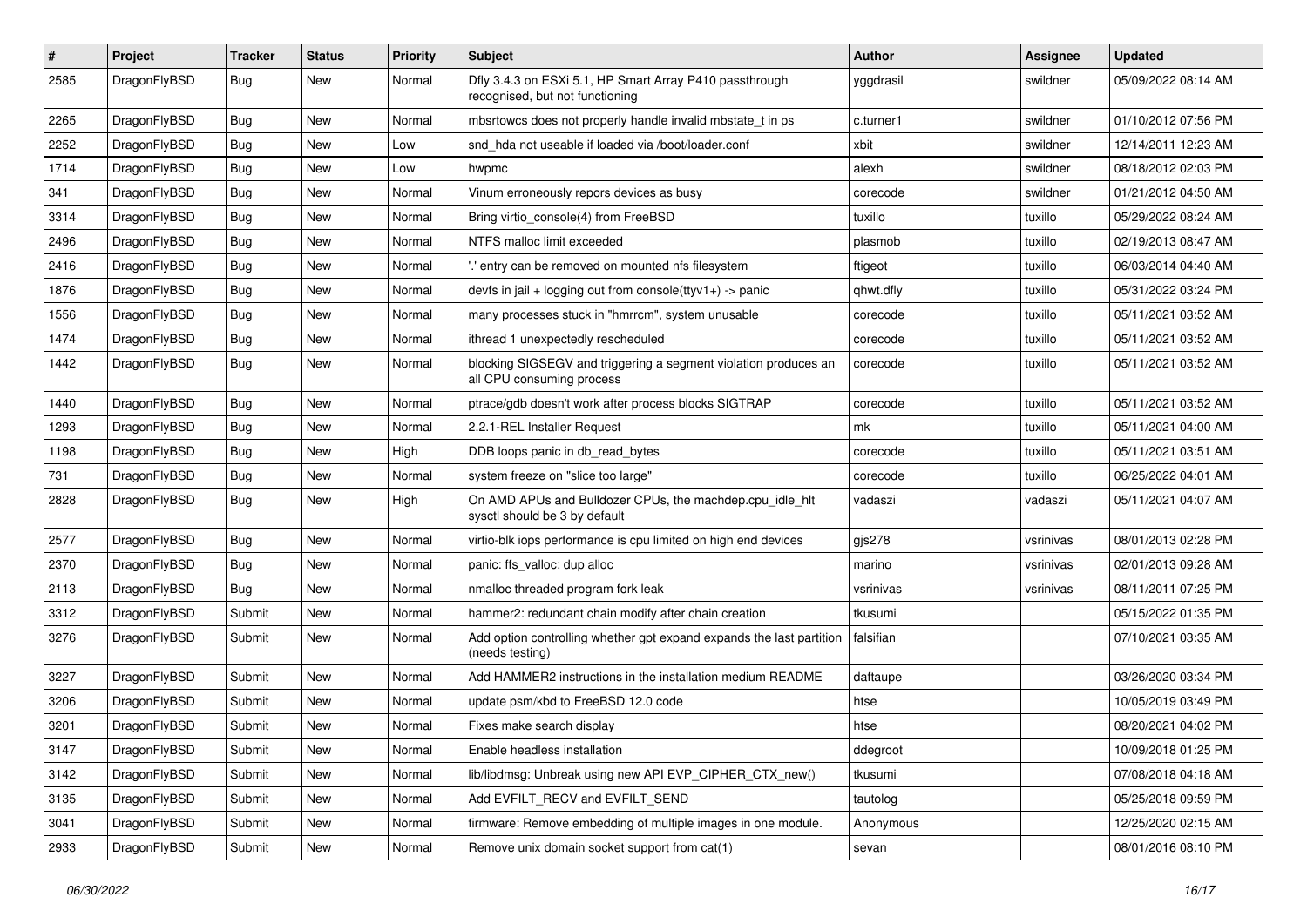| # | Project | Tracker | Status | Priority | Subject | Author | Assignee | Updated |
|---|---|---|---|---|---|---|---|---|
| 2585 | DragonFlyBSD | Bug | New | Normal | Dfly 3.4.3 on ESXi 5.1, HP Smart Array P410 passthrough recognised, but not functioning | yggdrasil | swildner | 05/09/2022 08:14 AM |
| 2265 | DragonFlyBSD | Bug | New | Normal | mbsrtowcs does not properly handle invalid mbstate_t in ps | c.turner1 | swildner | 01/10/2012 07:56 PM |
| 2252 | DragonFlyBSD | Bug | New | Low | snd_hda not useable if loaded via /boot/loader.conf | xbit | swildner | 12/14/2011 12:23 AM |
| 1714 | DragonFlyBSD | Bug | New | Low | hwpmc | alexh | swildner | 08/18/2012 02:03 PM |
| 341 | DragonFlyBSD | Bug | New | Normal | Vinum erroneously repors devices as busy | corecode | swildner | 01/21/2012 04:50 AM |
| 3314 | DragonFlyBSD | Bug | New | Normal | Bring virtio_console(4) from FreeBSD | tuxillo | tuxillo | 05/29/2022 08:24 AM |
| 2496 | DragonFlyBSD | Bug | New | Normal | NTFS malloc limit exceeded | plasmob | tuxillo | 02/19/2013 08:47 AM |
| 2416 | DragonFlyBSD | Bug | New | Normal | '.' entry can be removed on mounted nfs filesystem | ftigeot | tuxillo | 06/03/2014 04:40 AM |
| 1876 | DragonFlyBSD | Bug | New | Normal | devfs in jail + logging out from console(ttyv1+) -> panic | qhwt.dfly | tuxillo | 05/31/2022 03:24 PM |
| 1556 | DragonFlyBSD | Bug | New | Normal | many processes stuck in "hmrrcm", system unusable | corecode | tuxillo | 05/11/2021 03:52 AM |
| 1474 | DragonFlyBSD | Bug | New | Normal | ithread 1 unexpectedly rescheduled | corecode | tuxillo | 05/11/2021 03:52 AM |
| 1442 | DragonFlyBSD | Bug | New | Normal | blocking SIGSEGV and triggering a segment violation produces an all CPU consuming process | corecode | tuxillo | 05/11/2021 03:52 AM |
| 1440 | DragonFlyBSD | Bug | New | Normal | ptrace/gdb doesn't work after process blocks SIGTRAP | corecode | tuxillo | 05/11/2021 03:52 AM |
| 1293 | DragonFlyBSD | Bug | New | Normal | 2.2.1-REL Installer Request | mk | tuxillo | 05/11/2021 04:00 AM |
| 1198 | DragonFlyBSD | Bug | New | High | DDB loops panic in db_read_bytes | corecode | tuxillo | 05/11/2021 03:51 AM |
| 731 | DragonFlyBSD | Bug | New | Normal | system freeze on "slice too large" | corecode | tuxillo | 06/25/2022 04:01 AM |
| 2828 | DragonFlyBSD | Bug | New | High | On AMD APUs and Bulldozer CPUs, the machdep.cpu_idle_hlt sysctl should be 3 by default | vadaszi | vadaszi | 05/11/2021 04:07 AM |
| 2577 | DragonFlyBSD | Bug | New | Normal | virtio-blk iops performance is cpu limited on high end devices | gjs278 | vsrinivas | 08/01/2013 02:28 PM |
| 2370 | DragonFlyBSD | Bug | New | Normal | panic: ffs_valloc: dup alloc | marino | vsrinivas | 02/01/2013 09:28 AM |
| 2113 | DragonFlyBSD | Bug | New | Normal | nmalloc threaded program fork leak | vsrinivas | vsrinivas | 08/11/2011 07:25 PM |
| 3312 | DragonFlyBSD | Submit | New | Normal | hammer2: redundant chain modify after chain creation | tkusumi | | 05/15/2022 01:35 PM |
| 3276 | DragonFlyBSD | Submit | New | Normal | Add option controlling whether gpt expand expands the last partition (needs testing) | falsifian | | 07/10/2021 03:35 AM |
| 3227 | DragonFlyBSD | Submit | New | Normal | Add HAMMER2 instructions in the installation medium README | daftaupe | | 03/26/2020 03:34 PM |
| 3206 | DragonFlyBSD | Submit | New | Normal | update psm/kbd to FreeBSD 12.0 code | htse | | 10/05/2019 03:49 PM |
| 3201 | DragonFlyBSD | Submit | New | Normal | Fixes make search display | htse | | 08/20/2021 04:02 PM |
| 3147 | DragonFlyBSD | Submit | New | Normal | Enable headless installation | ddegroot | | 10/09/2018 01:25 PM |
| 3142 | DragonFlyBSD | Submit | New | Normal | lib/libdmsg: Unbreak using new API EVP_CIPHER_CTX_new() | tkusumi | | 07/08/2018 04:18 AM |
| 3135 | DragonFlyBSD | Submit | New | Normal | Add EVFILT_RECV and EVFILT_SEND | tautolog | | 05/25/2018 09:59 PM |
| 3041 | DragonFlyBSD | Submit | New | Normal | firmware: Remove embedding of multiple images in one module. | Anonymous | | 12/25/2020 02:15 AM |
| 2933 | DragonFlyBSD | Submit | New | Normal | Remove unix domain socket support from cat(1) | sevan | | 08/01/2016 08:10 PM |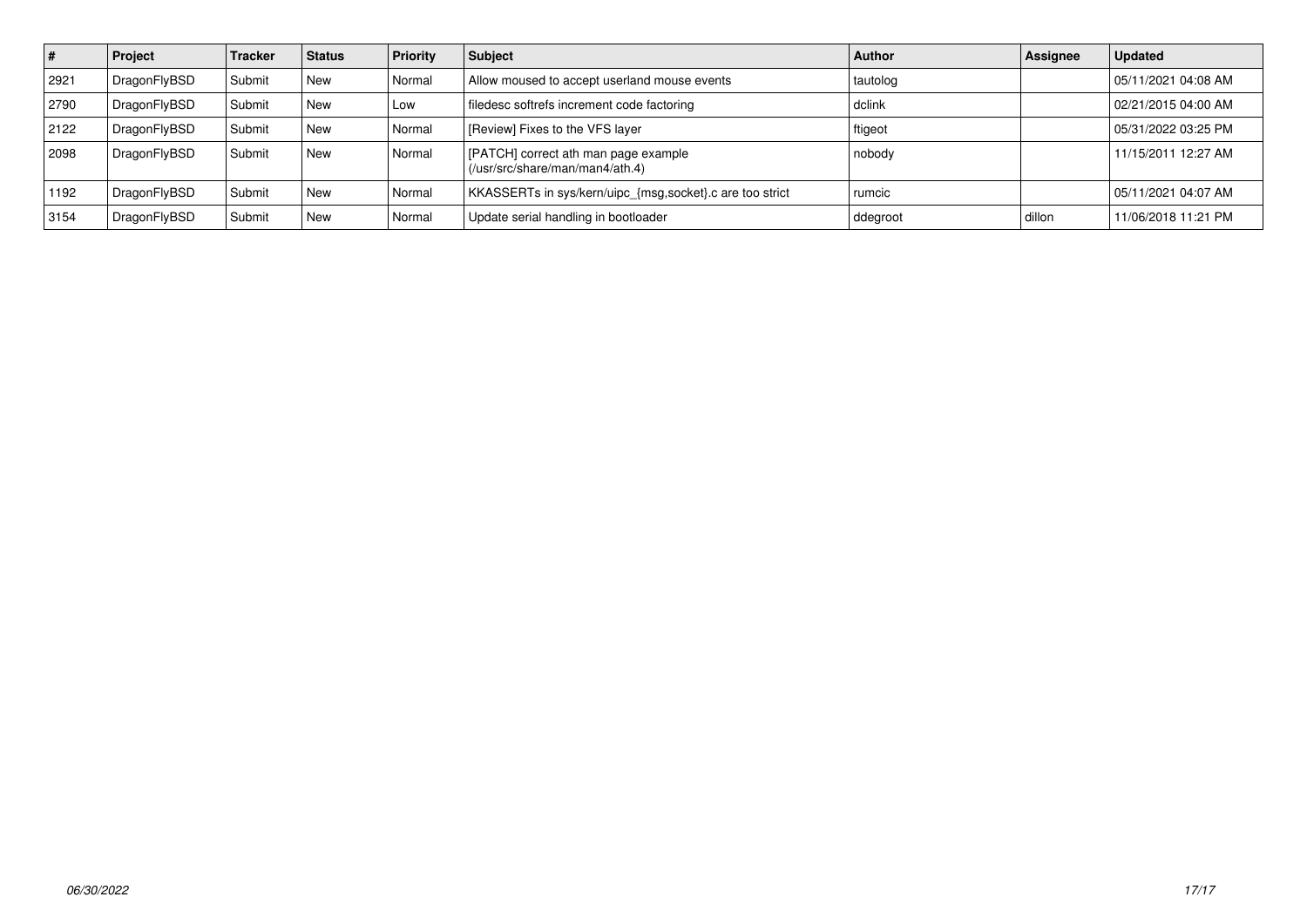| # | Project | Tracker | Status | Priority | Subject | Author | Assignee | Updated |
|---|---|---|---|---|---|---|---|---|
| 2921 | DragonFlyBSD | Submit | New | Normal | Allow moused to accept userland mouse events | tautolog | | 05/11/2021 04:08 AM |
| 2790 | DragonFlyBSD | Submit | New | Low | filedesc softrefs increment code factoring | dclink | | 02/21/2015 04:00 AM |
| 2122 | DragonFlyBSD | Submit | New | Normal | [Review] Fixes to the VFS layer | ftigeot | | 05/31/2022 03:25 PM |
| 2098 | DragonFlyBSD | Submit | New | Normal | [PATCH] correct ath man page example (/usr/src/share/man/man4/ath.4) | nobody | | 11/15/2011 12:27 AM |
| 1192 | DragonFlyBSD | Submit | New | Normal | KKASSERTs in sys/kern/uipc_{msg,socket}.c are too strict | rumcic | | 05/11/2021 04:07 AM |
| 3154 | DragonFlyBSD | Submit | New | Normal | Update serial handling in bootloader | ddegroot | dillon | 11/06/2018 11:21 PM |

*06/30/2022*